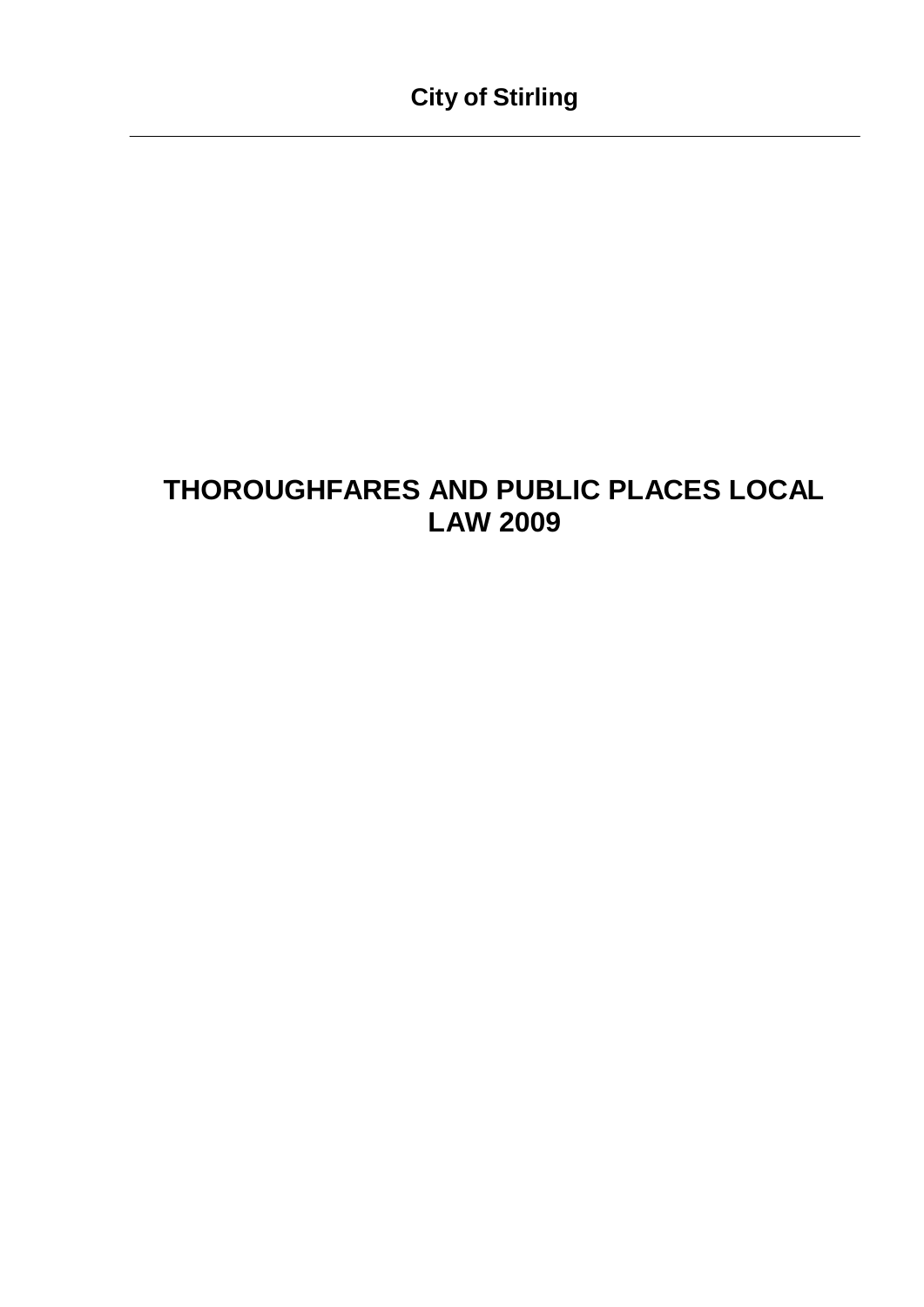**City of Stirling**

---

# THOROUGHFARES AND PUBLIC PLACES LOCAL LAW 2009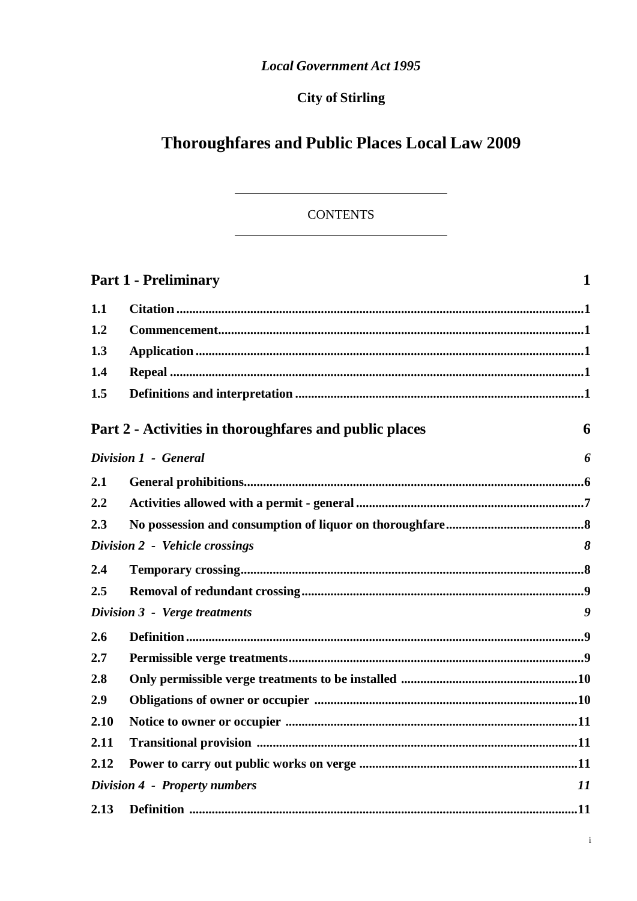*Local Government Act 1995*

**City of Stirling**

# Thoroughfares and Public Places Local Law 2009

CONTENTS

| | | |
|---|---|---|
| **Part 1 - Preliminary** | | **1** |
| **1.1** | **Citation** | **1** |
| **1.2** | **Commencement** | **1** |
| **1.3** | **Application** | **1** |
| **1.4** | **Repeal** | **1** |
| **1.5** | **Definitions and interpretation** | **1** |
| **Part 2 - Activities in thoroughfares and public places** | | **6** |
| ***Division 1 - General*** | | ***6*** |
| **2.1** | **General prohibitions** | **6** |
| **2.2** | **Activities allowed with a permit - general** | **7** |
| **2.3** | **No possession and consumption of liquor on thoroughfare** | **8** |
| ***Division 2 - Vehicle crossings*** | | ***8*** |
| **2.4** | **Temporary crossing** | **8** |
| **2.5** | **Removal of redundant crossing** | **9** |
| ***Division 3 - Verge treatments*** | | ***9*** |
| **2.6** | **Definition** | **9** |
| **2.7** | **Permissible verge treatments** | **9** |
| **2.8** | **Only permissible verge treatments to be installed** | **10** |
| **2.9** | **Obligations of owner or occupier** | **10** |
| **2.10** | **Notice to owner or occupier** | **11** |
| **2.11** | **Transitional provision** | **11** |
| **2.12** | **Power to carry out public works on verge** | **11** |
| ***Division 4 - Property numbers*** | | ***11*** |
| **2.13** | **Definition** | **11** |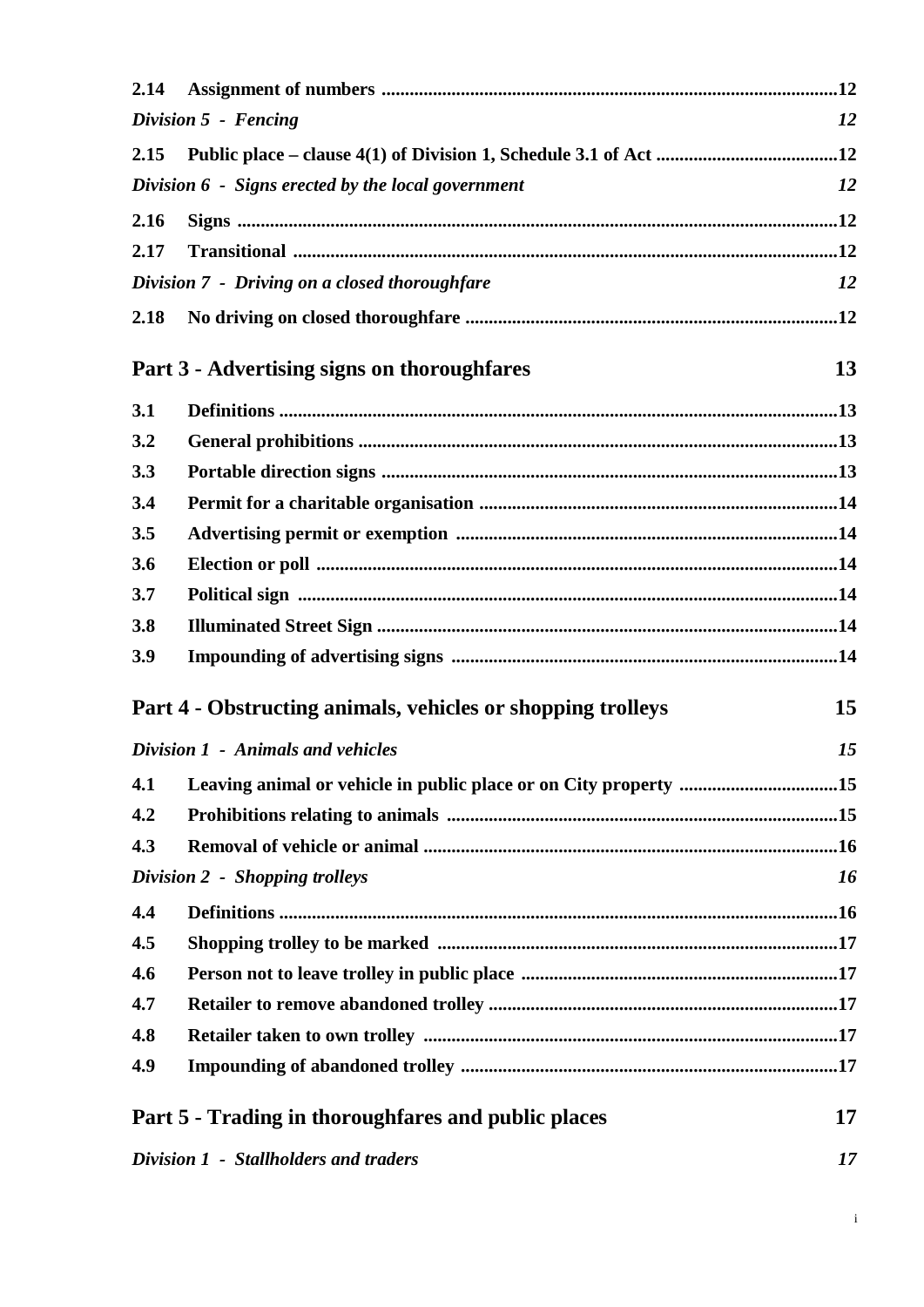2.14 Assignment of numbers ..... 12

*Division 5 - Fencing* 12

2.15 Public place – clause 4(1) of Division 1, Schedule 3.1 of Act ..... 12

*Division 6 - Signs erected by the local government* 12

2.16 Signs ..... 12

2.17 Transitional ..... 12

*Division 7 - Driving on a closed thoroughfare* 12

2.18 No driving on closed thoroughfare ..... 12

**Part 3 - Advertising signs on thoroughfares** 13

3.1 Definitions ..... 13

3.2 General prohibitions ..... 13

3.3 Portable direction signs ..... 13

3.4 Permit for a charitable organisation ..... 14

3.5 Advertising permit or exemption ..... 14

3.6 Election or poll ..... 14

3.7 Political sign ..... 14

3.8 Illuminated Street Sign ..... 14

3.9 Impounding of advertising signs ..... 14

**Part 4 - Obstructing animals, vehicles or shopping trolleys** 15

*Division 1 - Animals and vehicles* 15

4.1 Leaving animal or vehicle in public place or on City property ..... 15

4.2 Prohibitions relating to animals ..... 15

4.3 Removal of vehicle or animal ..... 16

*Division 2 - Shopping trolleys* 16

4.4 Definitions ..... 16

4.5 Shopping trolley to be marked ..... 17

4.6 Person not to leave trolley in public place ..... 17

4.7 Retailer to remove abandoned trolley ..... 17

4.8 Retailer taken to own trolley ..... 17

4.9 Impounding of abandoned trolley ..... 17

**Part 5 - Trading in thoroughfares and public places** 17

*Division 1 - Stallholders and traders* 17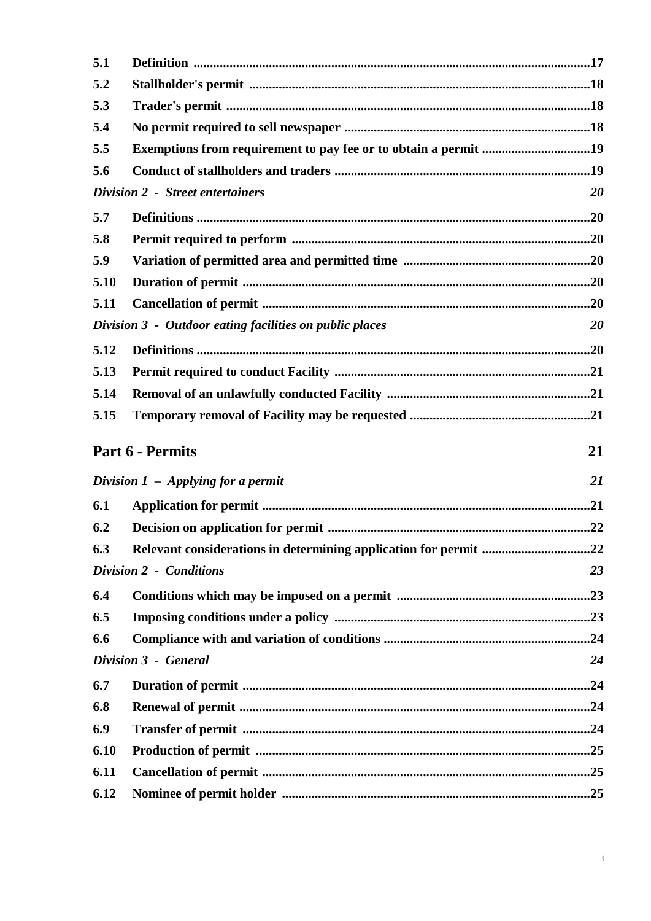| | | |
|---|---|---|
| **5.1** | **Definition** | **17** |
| **5.2** | **Stallholder's permit** | **18** |
| **5.3** | **Trader's permit** | **18** |
| **5.4** | **No permit required to sell newspaper** | **18** |
| **5.5** | **Exemptions from requirement to pay fee or to obtain a permit** | **19** |
| **5.6** | **Conduct of stallholders and traders** | **19** |

***Division 2 - Street entertainers*** ***20***

| | | |
|---|---|---|
| **5.7** | **Definitions** | **20** |
| **5.8** | **Permit required to perform** | **20** |
| **5.9** | **Variation of permitted area and permitted time** | **20** |
| **5.10** | **Duration of permit** | **20** |
| **5.11** | **Cancellation of permit** | **20** |

***Division 3 - Outdoor eating facilities on public places*** ***20***

| | | |
|---|---|---|
| **5.12** | **Definitions** | **20** |
| **5.13** | **Permit required to conduct Facility** | **21** |
| **5.14** | **Removal of an unlawfully conducted Facility** | **21** |
| **5.15** | **Temporary removal of Facility may be requested** | **21** |

## Part 6 - Permits 21

***Division 1 – Applying for a permit*** ***21***

| | | |
|---|---|---|
| **6.1** | **Application for permit** | **21** |
| **6.2** | **Decision on application for permit** | **22** |
| **6.3** | **Relevant considerations in determining application for permit** | **22** |

***Division 2 - Conditions*** ***23***

| | | |
|---|---|---|
| **6.4** | **Conditions which may be imposed on a permit** | **23** |
| **6.5** | **Imposing conditions under a policy** | **23** |
| **6.6** | **Compliance with and variation of conditions** | **24** |

***Division 3 - General*** ***24***

| | | |
|---|---|---|
| **6.7** | **Duration of permit** | **24** |
| **6.8** | **Renewal of permit** | **24** |
| **6.9** | **Transfer of permit** | **24** |
| **6.10** | **Production of permit** | **25** |
| **6.11** | **Cancellation of permit** | **25** |
| **6.12** | **Nominee of permit holder** | **25** |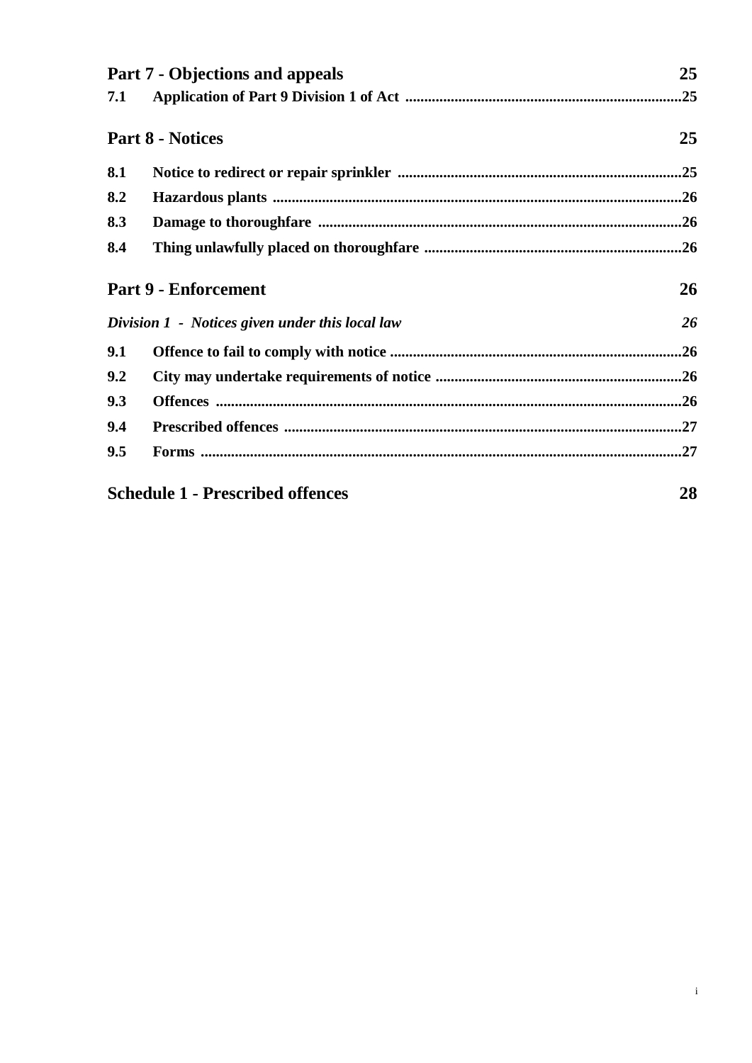**Part 7 - Objections and appeals** 25

**7.1 Application of Part 9 Division 1 of Act** ....................25

**Part 8 - Notices** 25

**8.1 Notice to redirect or repair sprinkler** ....................25

**8.2 Hazardous plants** ....................26

**8.3 Damage to thoroughfare** ....................26

**8.4 Thing unlawfully placed on thoroughfare** ....................26

**Part 9 - Enforcement** 26

***Division 1 - Notices given under this local law*** *26*

**9.1 Offence to fail to comply with notice** ....................26

**9.2 City may undertake requirements of notice** ....................26

**9.3 Offences** ....................26

**9.4 Prescribed offences** ....................27

**9.5 Forms** ....................27

**Schedule 1 - Prescribed offences** 28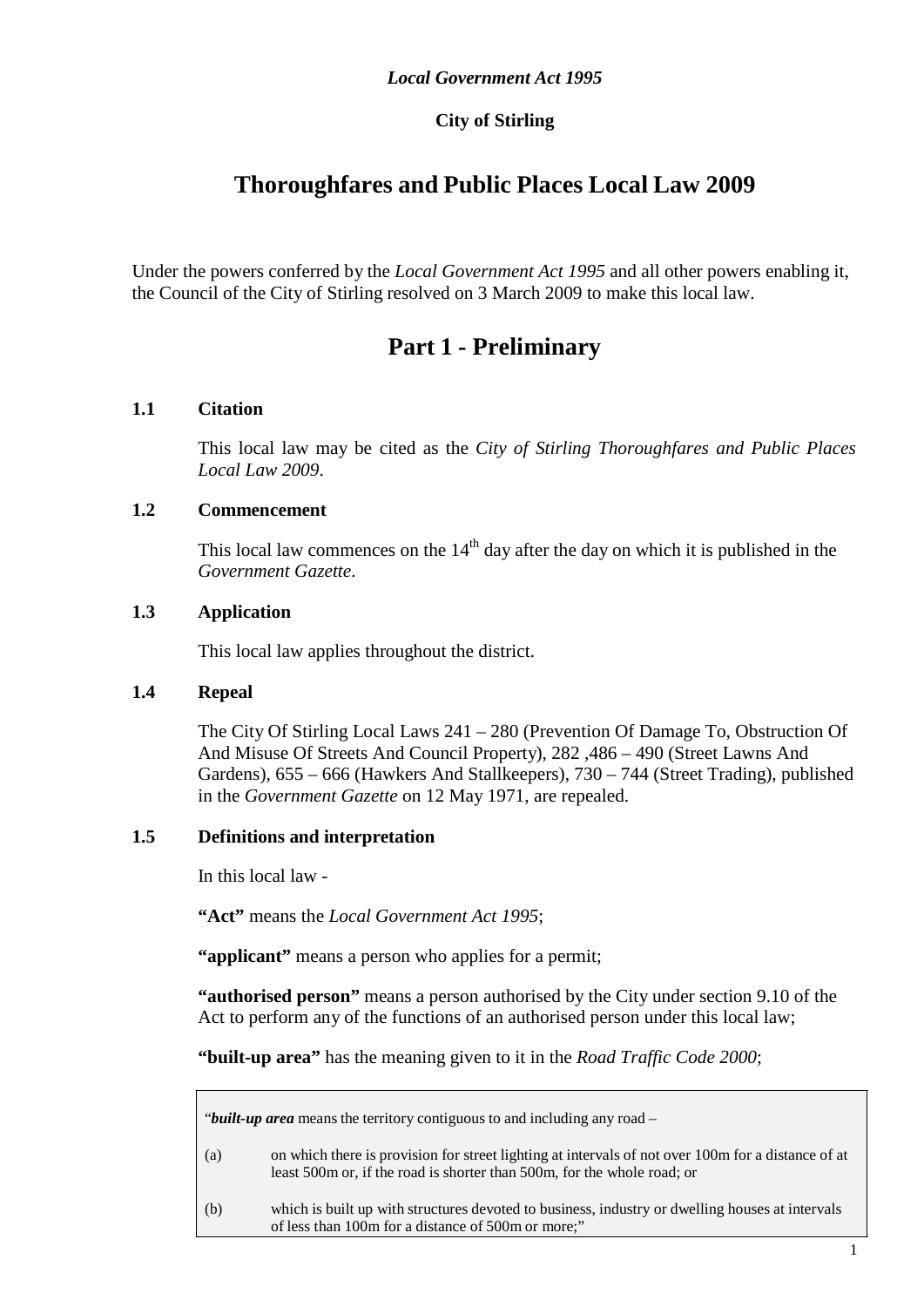*Local Government Act 1995*

**City of Stirling**

# Thoroughfares and Public Places Local Law 2009

Under the powers conferred by the *Local Government Act 1995* and all other powers enabling it, the Council of the City of Stirling resolved on 3 March 2009 to make this local law.

## Part 1 - Preliminary

### 1.1 Citation

This local law may be cited as the *City of Stirling Thoroughfares and Public Places Local Law 2009*.

### 1.2 Commencement

This local law commences on the 14th day after the day on which it is published in the *Government Gazette*.

### 1.3 Application

This local law applies throughout the district.

### 1.4 Repeal

The City Of Stirling Local Laws 241 – 280 (Prevention Of Damage To, Obstruction Of And Misuse Of Streets And Council Property), 282 ,486 – 490 (Street Lawns And Gardens), 655 – 666 (Hawkers And Stallkeepers), 730 – 744 (Street Trading), published in the *Government Gazette* on 12 May 1971, are repealed.

### 1.5 Definitions and interpretation

In this local law -

**"Act"** means the *Local Government Act 1995*;

**"applicant"** means a person who applies for a permit;

**"authorised person"** means a person authorised by the City under section 9.10 of the Act to perform any of the functions of an authorised person under this local law;

**"built-up area"** has the meaning given to it in the *Road Traffic Code 2000*;

> "***built-up area*** means the territory contiguous to and including any road –
>
> (a) on which there is provision for street lighting at intervals of not over 100m for a distance of at least 500m or, if the road is shorter than 500m, for the whole road; or
>
> (b) which is built up with structures devoted to business, industry or dwelling houses at intervals of less than 100m for a distance of 500m or more;"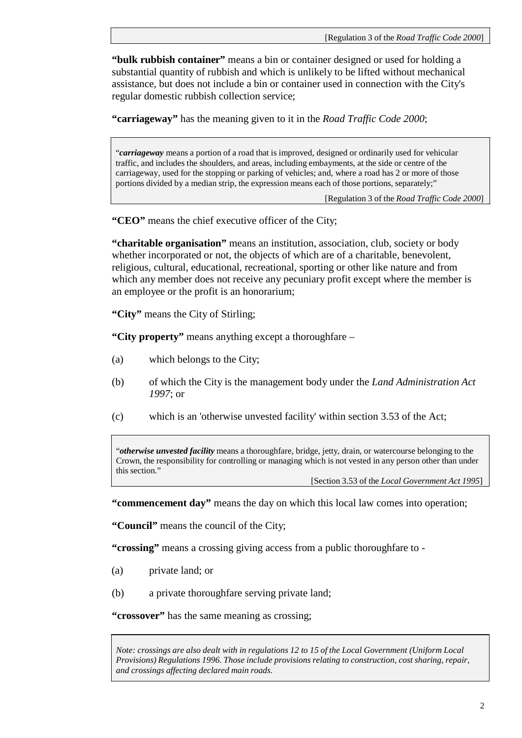[Regulation 3 of the *Road Traffic Code 2000*]

**"bulk rubbish container"** means a bin or container designed or used for holding a substantial quantity of rubbish and which is unlikely to be lifted without mechanical assistance, but does not include a bin or container used in connection with the City's regular domestic rubbish collection service;

**"carriageway"** has the meaning given to it in the *Road Traffic Code 2000*;

> "*carriageway* means a portion of a road that is improved, designed or ordinarily used for vehicular traffic, and includes the shoulders, and areas, including embayments, at the side or centre of the carriageway, used for the stopping or parking of vehicles; and, where a road has 2 or more of those portions divided by a median strip, the expression means each of those portions, separately;"
>
> [Regulation 3 of the *Road Traffic Code 2000*]

**"CEO"** means the chief executive officer of the City;

**"charitable organisation"** means an institution, association, club, society or body whether incorporated or not, the objects of which are of a charitable, benevolent, religious, cultural, educational, recreational, sporting or other like nature and from which any member does not receive any pecuniary profit except where the member is an employee or the profit is an honorarium;

**"City"** means the City of Stirling;

**"City property"** means anything except a thoroughfare –

(a) which belongs to the City;

(b) of which the City is the management body under the *Land Administration Act 1997*; or

(c) which is an 'otherwise unvested facility' within section 3.53 of the Act;

> "*otherwise unvested facility* means a thoroughfare, bridge, jetty, drain, or watercourse belonging to the Crown, the responsibility for controlling or managing which is not vested in any person other than under this section."
>
> [Section 3.53 of the *Local Government Act 1995*]

**"commencement day"** means the day on which this local law comes into operation;

**"Council"** means the council of the City;

**"crossing"** means a crossing giving access from a public thoroughfare to -

(a) private land; or

(b) a private thoroughfare serving private land;

**"crossover"** has the same meaning as crossing;

> *Note: crossings are also dealt with in regulations 12 to 15 of the Local Government (Uniform Local Provisions) Regulations 1996. Those include provisions relating to construction, cost sharing, repair, and crossings affecting declared main roads.*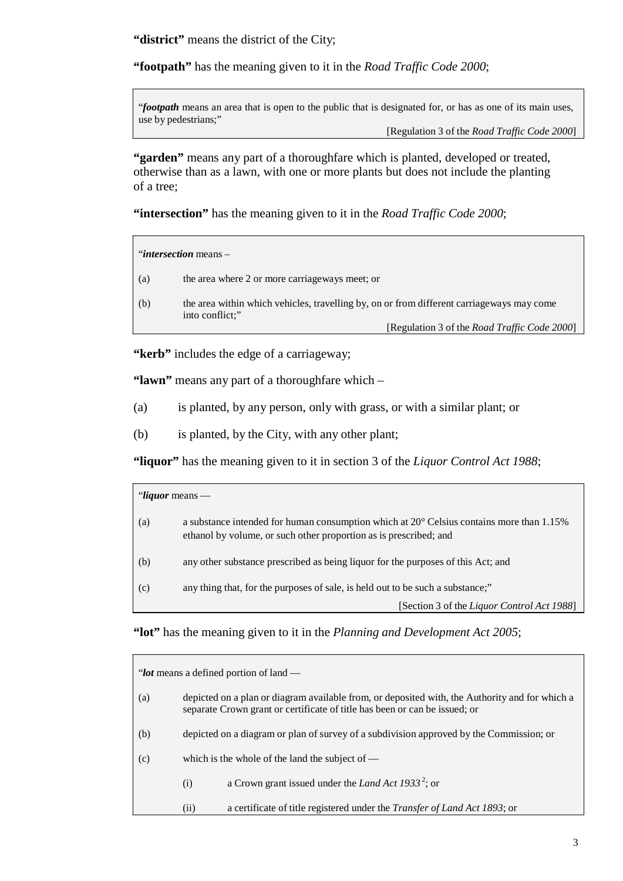**"district"** means the district of the City;

**"footpath"** has the meaning given to it in the *Road Traffic Code 2000*;

> "*footpath* means an area that is open to the public that is designated for, or has as one of its main uses, use by pedestrians;"
>
> [Regulation 3 of the *Road Traffic Code 2000*]

**"garden"** means any part of a thoroughfare which is planted, developed or treated, otherwise than as a lawn, with one or more plants but does not include the planting of a tree;

**"intersection"** has the meaning given to it in the *Road Traffic Code 2000*;

> "*intersection* means –
>
> (a) the area where 2 or more carriageways meet; or
>
> (b) the area within which vehicles, travelling by, on or from different carriageways may come into conflict;"
>
> [Regulation 3 of the *Road Traffic Code 2000*]

**"kerb"** includes the edge of a carriageway;

**"lawn"** means any part of a thoroughfare which –

(a) is planted, by any person, only with grass, or with a similar plant; or

(b) is planted, by the City, with any other plant;

**"liquor"** has the meaning given to it in section 3 of the *Liquor Control Act 1988*;

> "*liquor* means —
>
> (a) a substance intended for human consumption which at 20° Celsius contains more than 1.15% ethanol by volume, or such other proportion as is prescribed; and
>
> (b) any other substance prescribed as being liquor for the purposes of this Act; and
>
> (c) any thing that, for the purposes of sale, is held out to be such a substance;"
>
> [Section 3 of the *Liquor Control Act 1988*]

**"lot"** has the meaning given to it in the *Planning and Development Act 2005*;

> "*lot* means a defined portion of land —
>
> (a) depicted on a plan or diagram available from, or deposited with, the Authority and for which a separate Crown grant or certificate of title has been or can be issued; or
>
> (b) depicted on a diagram or plan of survey of a subdivision approved by the Commission; or
>
> (c) which is the whole of the land the subject of —
>
> (i) a Crown grant issued under the *Land Act 1933*[2]; or
>
> (ii) a certificate of title registered under the *Transfer of Land Act 1893*; or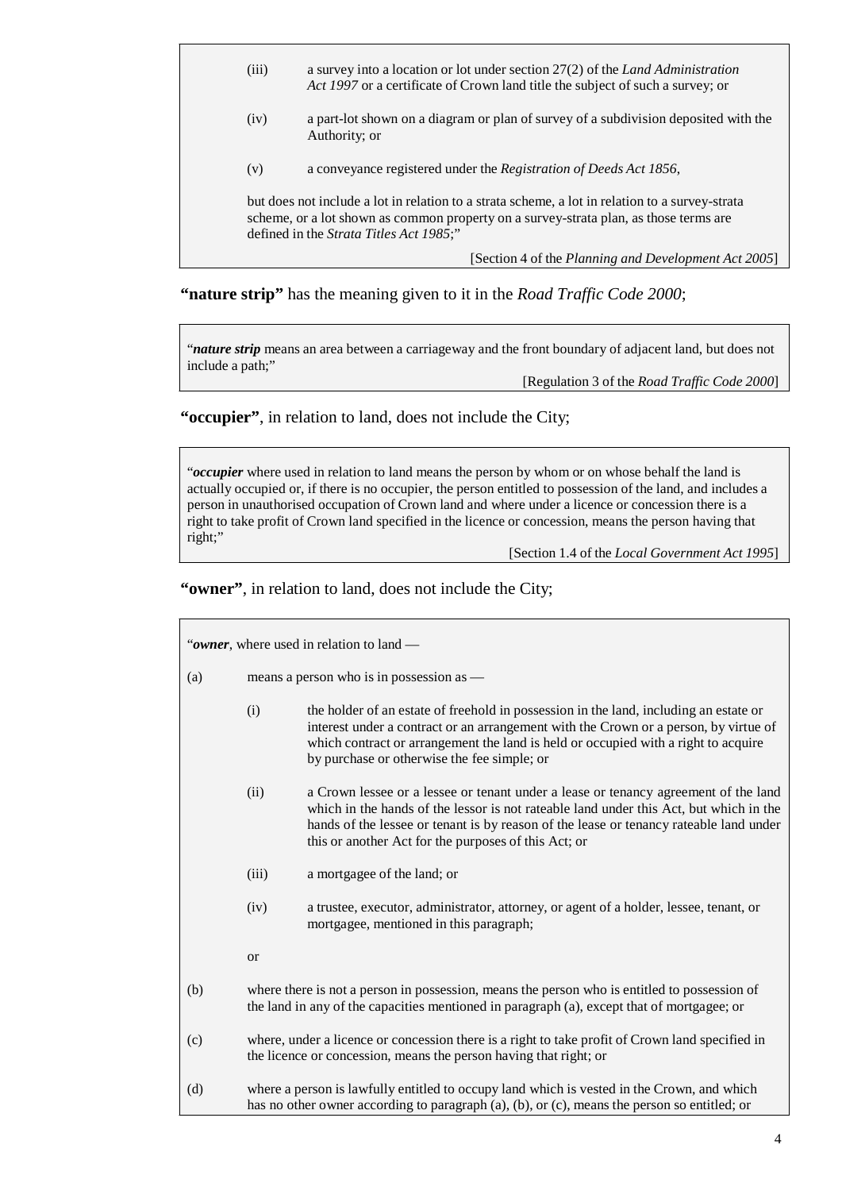> (iii) a survey into a location or lot under section 27(2) of the *Land Administration Act 1997* or a certificate of Crown land title the subject of such a survey; or
>
> (iv) a part-lot shown on a diagram or plan of survey of a subdivision deposited with the Authority; or
>
> (v) a conveyance registered under the *Registration of Deeds Act 1856*,
>
> but does not include a lot in relation to a strata scheme, a lot in relation to a survey-strata scheme, or a lot shown as common property on a survey-strata plan, as those terms are defined in the *Strata Titles Act 1985*;"
>
> [Section 4 of the *Planning and Development Act 2005*]

**"nature strip"** has the meaning given to it in the *Road Traffic Code 2000*;

> "*nature strip* means an area between a carriageway and the front boundary of adjacent land, but does not include a path;"
>
> [Regulation 3 of the *Road Traffic Code 2000*]

**"occupier"**, in relation to land, does not include the City;

> "*occupier* where used in relation to land means the person by whom or on whose behalf the land is actually occupied or, if there is no occupier, the person entitled to possession of the land, and includes a person in unauthorised occupation of Crown land and where under a licence or concession there is a right to take profit of Crown land specified in the licence or concession, means the person having that right;"
>
> [Section 1.4 of the *Local Government Act 1995*]

**"owner"**, in relation to land, does not include the City;

> "*owner*, where used in relation to land —
>
> (a) means a person who is in possession as —
>
> (i) the holder of an estate of freehold in possession in the land, including an estate or interest under a contract or an arrangement with the Crown or a person, by virtue of which contract or arrangement the land is held or occupied with a right to acquire by purchase or otherwise the fee simple; or
>
> (ii) a Crown lessee or a lessee or tenant under a lease or tenancy agreement of the land which in the hands of the lessor is not rateable land under this Act, but which in the hands of the lessee or tenant is by reason of the lease or tenancy rateable land under this or another Act for the purposes of this Act; or
>
> (iii) a mortgagee of the land; or
>
> (iv) a trustee, executor, administrator, attorney, or agent of a holder, lessee, tenant, or mortgagee, mentioned in this paragraph;
>
> or
>
> (b) where there is not a person in possession, means the person who is entitled to possession of the land in any of the capacities mentioned in paragraph (a), except that of mortgagee; or
>
> (c) where, under a licence or concession there is a right to take profit of Crown land specified in the licence or concession, means the person having that right; or
>
> (d) where a person is lawfully entitled to occupy land which is vested in the Crown, and which has no other owner according to paragraph (a), (b), or (c), means the person so entitled; or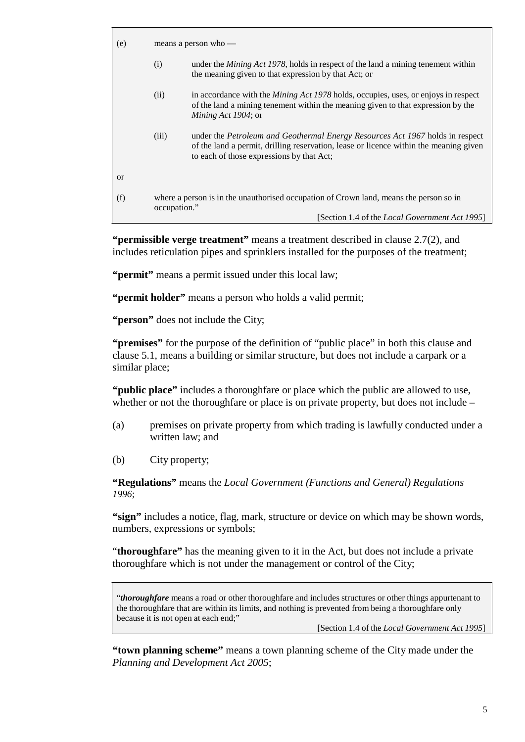(e) means a person who —

(i) under the *Mining Act 1978*, holds in respect of the land a mining tenement within the meaning given to that expression by that Act; or

(ii) in accordance with the *Mining Act 1978* holds, occupies, uses, or enjoys in respect of the land a mining tenement within the meaning given to that expression by the *Mining Act 1904*; or

(iii) under the *Petroleum and Geothermal Energy Resources Act 1967* holds in respect of the land a permit, drilling reservation, lease or licence within the meaning given to each of those expressions by that Act;

or

(f) where a person is in the unauthorised occupation of Crown land, means the person so in occupation."

[Section 1.4 of the *Local Government Act 1995*]

**"permissible verge treatment"** means a treatment described in clause 2.7(2), and includes reticulation pipes and sprinklers installed for the purposes of the treatment;

**"permit"** means a permit issued under this local law;

**"permit holder"** means a person who holds a valid permit;

**"person"** does not include the City;

**"premises"** for the purpose of the definition of "public place" in both this clause and clause 5.1, means a building or similar structure, but does not include a carpark or a similar place;

**"public place"** includes a thoroughfare or place which the public are allowed to use, whether or not the thoroughfare or place is on private property, but does not include –

(a) premises on private property from which trading is lawfully conducted under a written law; and

(b) City property;

**"Regulations"** means the *Local Government (Functions and General) Regulations 1996*;

**"sign"** includes a notice, flag, mark, structure or device on which may be shown words, numbers, expressions or symbols;

"**thoroughfare"** has the meaning given to it in the Act, but does not include a private thoroughfare which is not under the management or control of the City;

"***thoroughfare*** means a road or other thoroughfare and includes structures or other things appurtenant to the thoroughfare that are within its limits, and nothing is prevented from being a thoroughfare only because it is not open at each end;"

[Section 1.4 of the *Local Government Act 1995*]

**"town planning scheme"** means a town planning scheme of the City made under the *Planning and Development Act 2005*;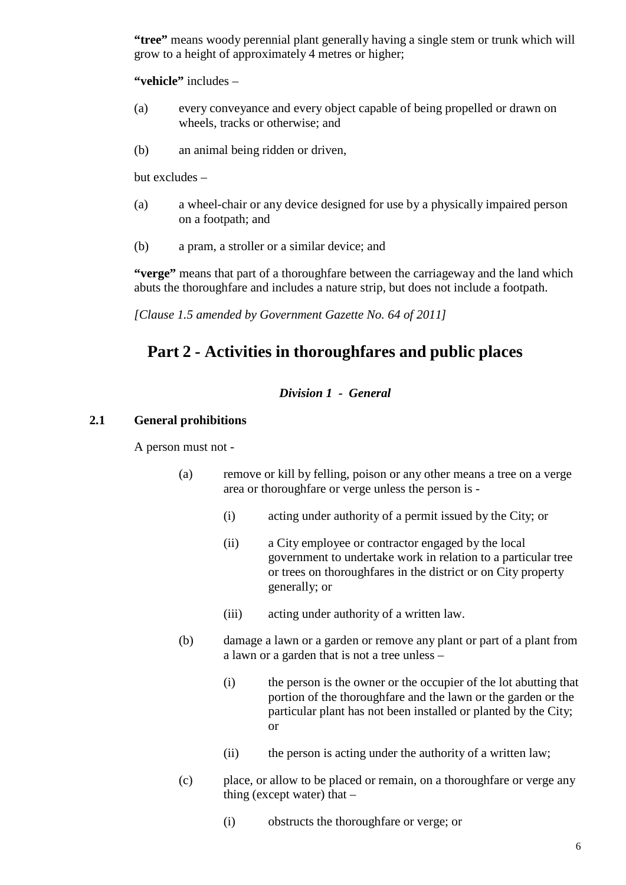**"tree"** means woody perennial plant generally having a single stem or trunk which will grow to a height of approximately 4 metres or higher;

**"vehicle"** includes –

(a) every conveyance and every object capable of being propelled or drawn on wheels, tracks or otherwise; and

(b) an animal being ridden or driven,

but excludes –

(a) a wheel-chair or any device designed for use by a physically impaired person on a footpath; and

(b) a pram, a stroller or a similar device; and

**"verge"** means that part of a thoroughfare between the carriageway and the land which abuts the thoroughfare and includes a nature strip, but does not include a footpath.

*[Clause 1.5 amended by Government Gazette No. 64 of 2011]*

# Part 2 - Activities in thoroughfares and public places

### *Division 1 - General*

### 2.1 General prohibitions

A person must not -

(a) remove or kill by felling, poison or any other means a tree on a verge area or thoroughfare or verge unless the person is -

  (i) acting under authority of a permit issued by the City; or

  (ii) a City employee or contractor engaged by the local government to undertake work in relation to a particular tree or trees on thoroughfares in the district or on City property generally; or

  (iii) acting under authority of a written law.

(b) damage a lawn or a garden or remove any plant or part of a plant from a lawn or a garden that is not a tree unless –

  (i) the person is the owner or the occupier of the lot abutting that portion of the thoroughfare and the lawn or the garden or the particular plant has not been installed or planted by the City; or

  (ii) the person is acting under the authority of a written law;

(c) place, or allow to be placed or remain, on a thoroughfare or verge any thing (except water) that –

  (i) obstructs the thoroughfare or verge; or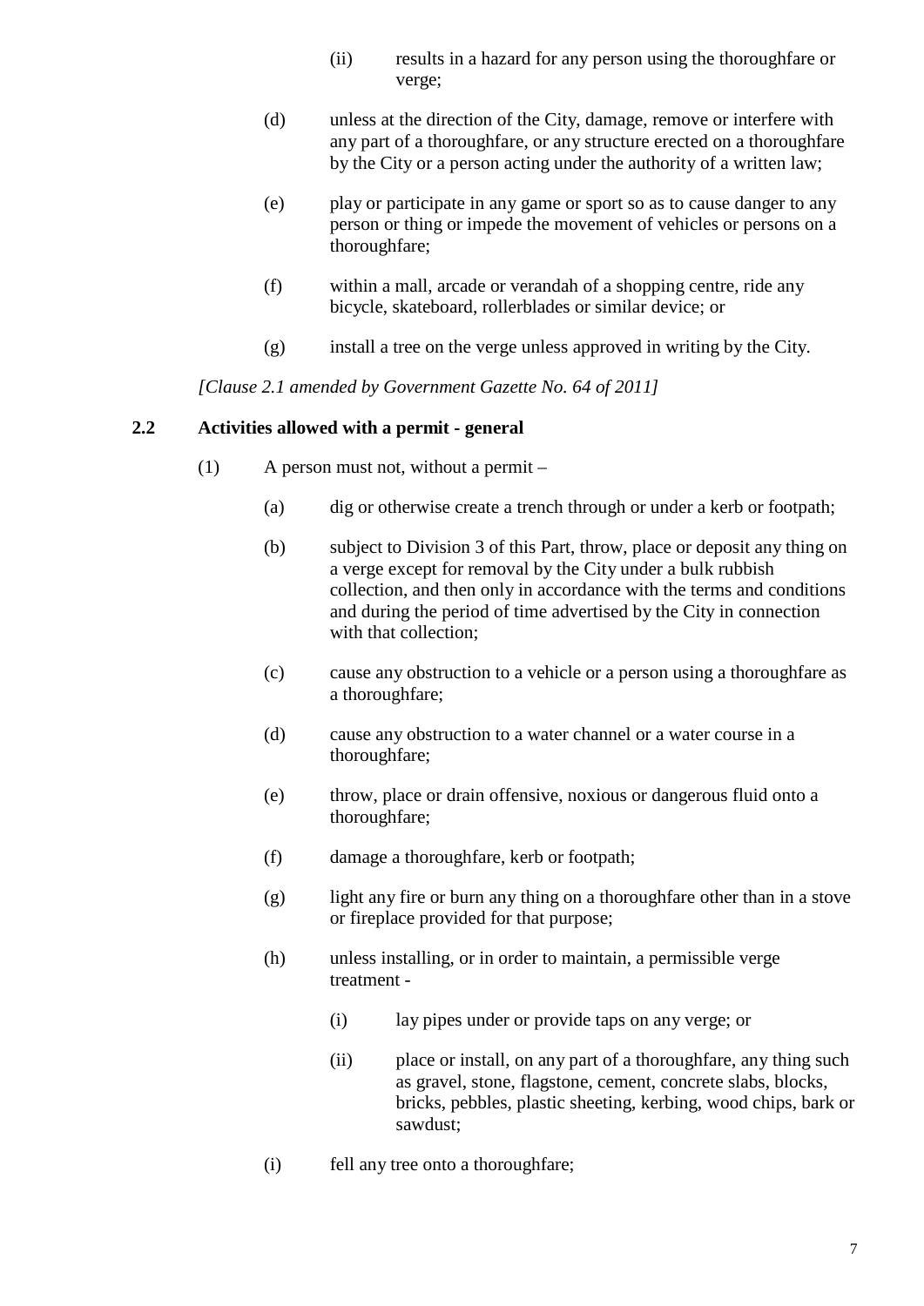(ii) results in a hazard for any person using the thoroughfare or verge;

(d) unless at the direction of the City, damage, remove or interfere with any part of a thoroughfare, or any structure erected on a thoroughfare by the City or a person acting under the authority of a written law;

(e) play or participate in any game or sport so as to cause danger to any person or thing or impede the movement of vehicles or persons on a thoroughfare;

(f) within a mall, arcade or verandah of a shopping centre, ride any bicycle, skateboard, rollerblades or similar device; or

(g) install a tree on the verge unless approved in writing by the City.

*[Clause 2.1 amended by Government Gazette No. 64 of 2011]*

### 2.2 Activities allowed with a permit - general

(1) A person must not, without a permit –

(a) dig or otherwise create a trench through or under a kerb or footpath;

(b) subject to Division 3 of this Part, throw, place or deposit any thing on a verge except for removal by the City under a bulk rubbish collection, and then only in accordance with the terms and conditions and during the period of time advertised by the City in connection with that collection;

(c) cause any obstruction to a vehicle or a person using a thoroughfare as a thoroughfare;

(d) cause any obstruction to a water channel or a water course in a thoroughfare;

(e) throw, place or drain offensive, noxious or dangerous fluid onto a thoroughfare;

(f) damage a thoroughfare, kerb or footpath;

(g) light any fire or burn any thing on a thoroughfare other than in a stove or fireplace provided for that purpose;

(h) unless installing, or in order to maintain, a permissible verge treatment -

(i) lay pipes under or provide taps on any verge; or

(ii) place or install, on any part of a thoroughfare, any thing such as gravel, stone, flagstone, cement, concrete slabs, blocks, bricks, pebbles, plastic sheeting, kerbing, wood chips, bark or sawdust;

(i) fell any tree onto a thoroughfare;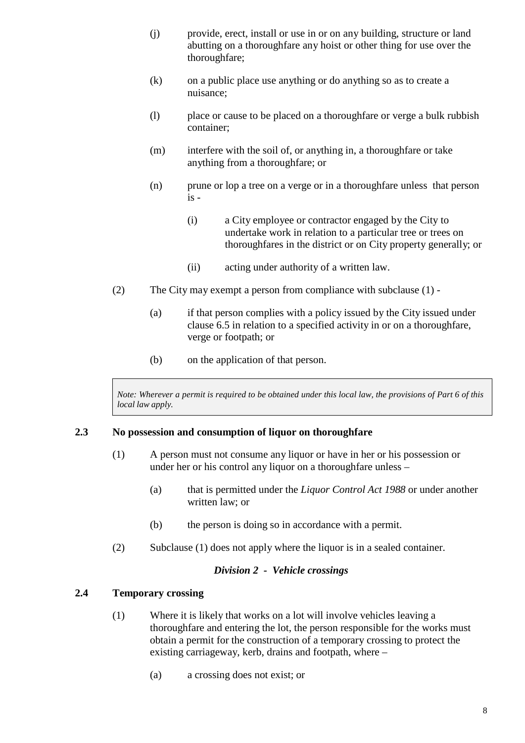(j) provide, erect, install or use in or on any building, structure or land abutting on a thoroughfare any hoist or other thing for use over the thoroughfare;

(k) on a public place use anything or do anything so as to create a nuisance;

(l) place or cause to be placed on a thoroughfare or verge a bulk rubbish container;

(m) interfere with the soil of, or anything in, a thoroughfare or take anything from a thoroughfare; or

(n) prune or lop a tree on a verge or in a thoroughfare unless that person is -

(i) a City employee or contractor engaged by the City to undertake work in relation to a particular tree or trees on thoroughfares in the district or on City property generally; or

(ii) acting under authority of a written law.

(2) The City may exempt a person from compliance with subclause (1) -

(a) if that person complies with a policy issued by the City issued under clause 6.5 in relation to a specified activity in or on a thoroughfare, verge or footpath; or

(b) on the application of that person.

> *Note: Wherever a permit is required to be obtained under this local law, the provisions of Part 6 of this local law apply.*

### 2.3 No possession and consumption of liquor on thoroughfare

(1) A person must not consume any liquor or have in her or his possession or under her or his control any liquor on a thoroughfare unless –

(a) that is permitted under the *Liquor Control Act 1988* or under another written law; or

(b) the person is doing so in accordance with a permit.

(2) Subclause (1) does not apply where the liquor is in a sealed container.

## *Division 2 - Vehicle crossings*

### 2.4 Temporary crossing

(1) Where it is likely that works on a lot will involve vehicles leaving a thoroughfare and entering the lot, the person responsible for the works must obtain a permit for the construction of a temporary crossing to protect the existing carriageway, kerb, drains and footpath, where –

(a) a crossing does not exist; or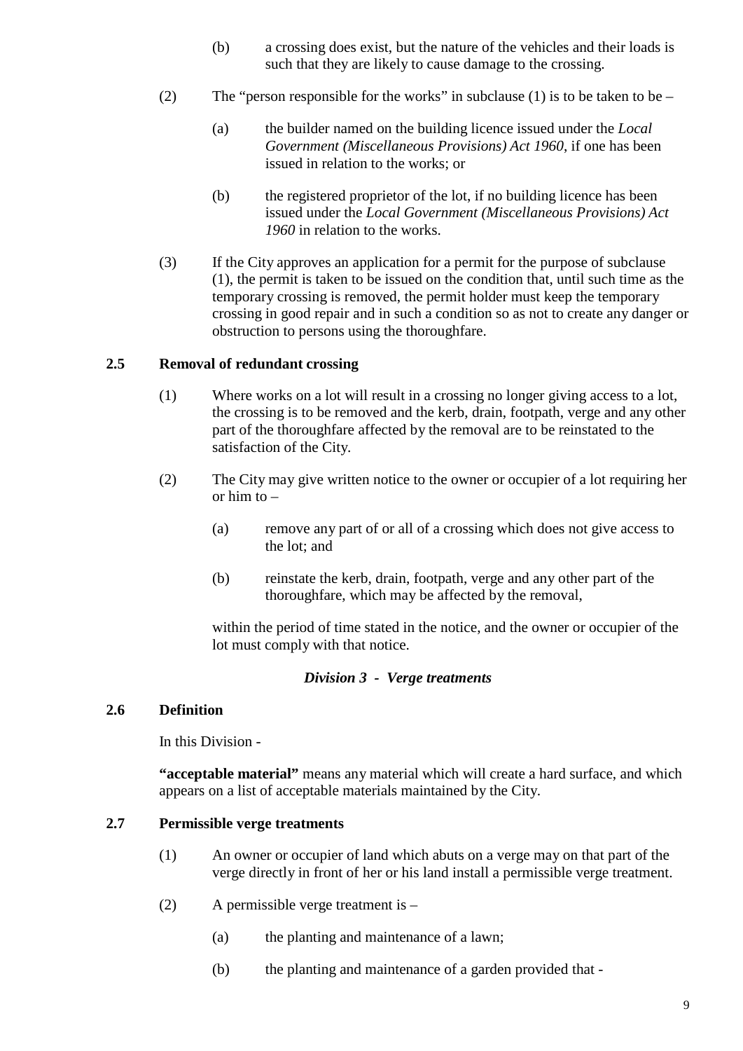(b) a crossing does exist, but the nature of the vehicles and their loads is such that they are likely to cause damage to the crossing.

(2) The "person responsible for the works" in subclause (1) is to be taken to be –

(a) the builder named on the building licence issued under the *Local Government (Miscellaneous Provisions) Act 1960*, if one has been issued in relation to the works; or

(b) the registered proprietor of the lot, if no building licence has been issued under the *Local Government (Miscellaneous Provisions) Act 1960* in relation to the works.

(3) If the City approves an application for a permit for the purpose of subclause (1), the permit is taken to be issued on the condition that, until such time as the temporary crossing is removed, the permit holder must keep the temporary crossing in good repair and in such a condition so as not to create any danger or obstruction to persons using the thoroughfare.

**2.5 Removal of redundant crossing**

(1) Where works on a lot will result in a crossing no longer giving access to a lot, the crossing is to be removed and the kerb, drain, footpath, verge and any other part of the thoroughfare affected by the removal are to be reinstated to the satisfaction of the City.

(2) The City may give written notice to the owner or occupier of a lot requiring her or him to –

(a) remove any part of or all of a crossing which does not give access to the lot; and

(b) reinstate the kerb, drain, footpath, verge and any other part of the thoroughfare, which may be affected by the removal,

within the period of time stated in the notice, and the owner or occupier of the lot must comply with that notice.

***Division 3 - Verge treatments***

**2.6 Definition**

In this Division -

**"acceptable material"** means any material which will create a hard surface, and which appears on a list of acceptable materials maintained by the City.

**2.7 Permissible verge treatments**

(1) An owner or occupier of land which abuts on a verge may on that part of the verge directly in front of her or his land install a permissible verge treatment.

(2) A permissible verge treatment is –

(a) the planting and maintenance of a lawn;

(b) the planting and maintenance of a garden provided that -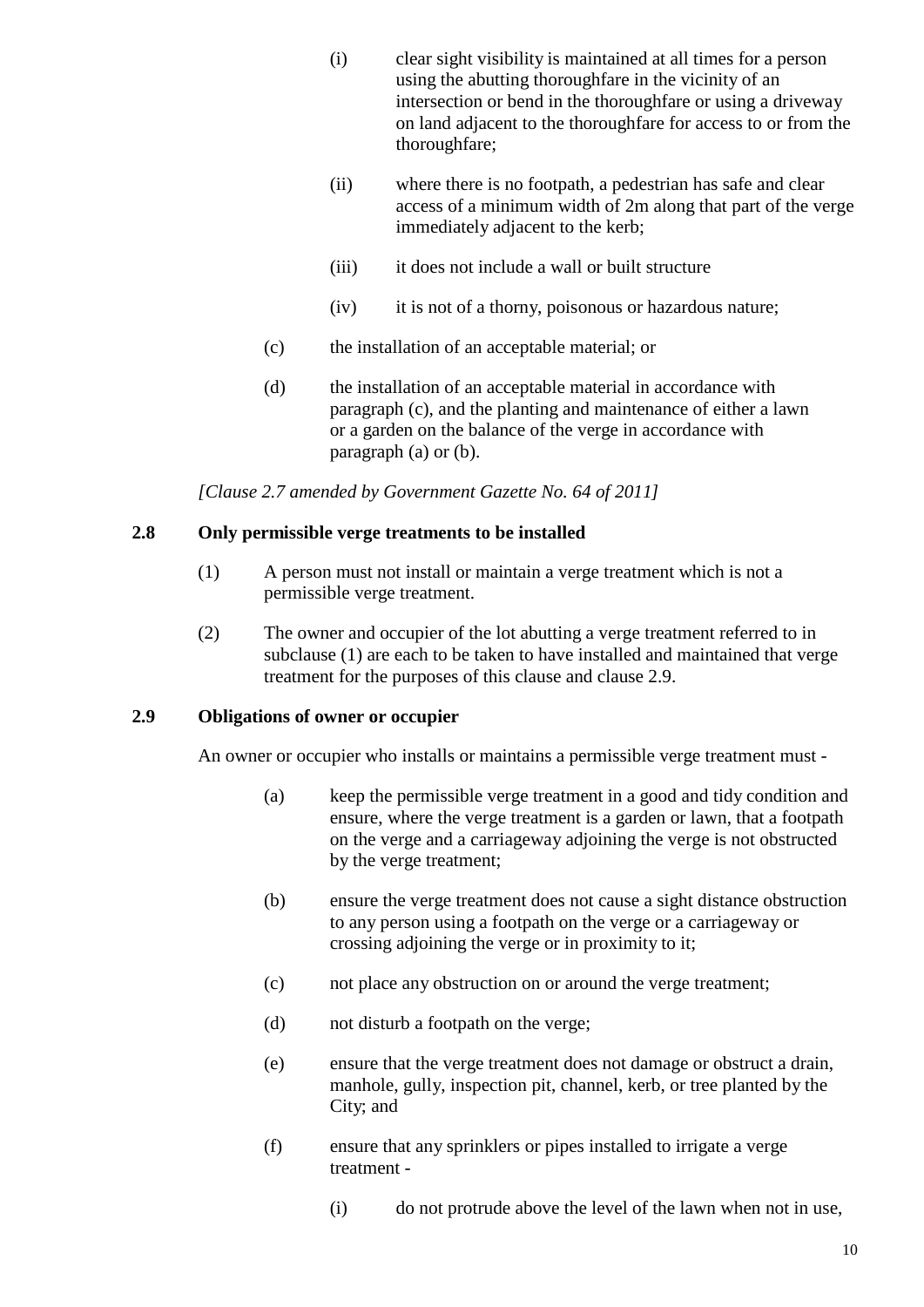(i) clear sight visibility is maintained at all times for a person using the abutting thoroughfare in the vicinity of an intersection or bend in the thoroughfare or using a driveway on land adjacent to the thoroughfare for access to or from the thoroughfare;

(ii) where there is no footpath, a pedestrian has safe and clear access of a minimum width of 2m along that part of the verge immediately adjacent to the kerb;

(iii) it does not include a wall or built structure

(iv) it is not of a thorny, poisonous or hazardous nature;

(c) the installation of an acceptable material; or

(d) the installation of an acceptable material in accordance with paragraph (c), and the planting and maintenance of either a lawn or a garden on the balance of the verge in accordance with paragraph (a) or (b).

*[Clause 2.7 amended by Government Gazette No. 64 of 2011]*

### 2.8 Only permissible verge treatments to be installed

(1) A person must not install or maintain a verge treatment which is not a permissible verge treatment.

(2) The owner and occupier of the lot abutting a verge treatment referred to in subclause (1) are each to be taken to have installed and maintained that verge treatment for the purposes of this clause and clause 2.9.

### 2.9 Obligations of owner or occupier

An owner or occupier who installs or maintains a permissible verge treatment must -

(a) keep the permissible verge treatment in a good and tidy condition and ensure, where the verge treatment is a garden or lawn, that a footpath on the verge and a carriageway adjoining the verge is not obstructed by the verge treatment;

(b) ensure the verge treatment does not cause a sight distance obstruction to any person using a footpath on the verge or a carriageway or crossing adjoining the verge or in proximity to it;

(c) not place any obstruction on or around the verge treatment;

(d) not disturb a footpath on the verge;

(e) ensure that the verge treatment does not damage or obstruct a drain, manhole, gully, inspection pit, channel, kerb, or tree planted by the City; and

(f) ensure that any sprinklers or pipes installed to irrigate a verge treatment -

(i) do not protrude above the level of the lawn when not in use,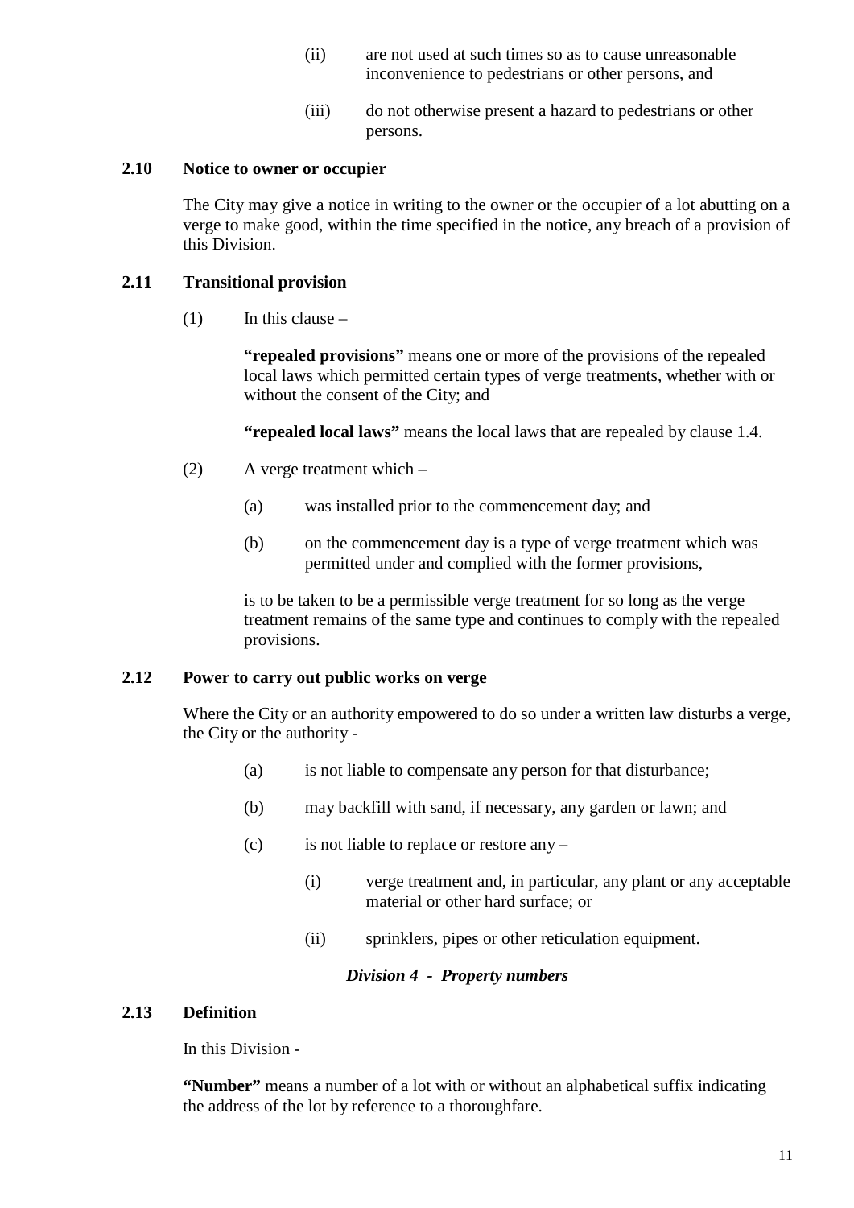(ii) are not used at such times so as to cause unreasonable inconvenience to pedestrians or other persons, and

(iii) do not otherwise present a hazard to pedestrians or other persons.

**2.10 Notice to owner or occupier**

The City may give a notice in writing to the owner or the occupier of a lot abutting on a verge to make good, within the time specified in the notice, any breach of a provision of this Division.

**2.11 Transitional provision**

(1) In this clause –

**"repealed provisions"** means one or more of the provisions of the repealed local laws which permitted certain types of verge treatments, whether with or without the consent of the City; and

**"repealed local laws"** means the local laws that are repealed by clause 1.4.

(2) A verge treatment which –

(a) was installed prior to the commencement day; and

(b) on the commencement day is a type of verge treatment which was permitted under and complied with the former provisions,

is to be taken to be a permissible verge treatment for so long as the verge treatment remains of the same type and continues to comply with the repealed provisions.

**2.12 Power to carry out public works on verge**

Where the City or an authority empowered to do so under a written law disturbs a verge, the City or the authority -

(a) is not liable to compensate any person for that disturbance;

(b) may backfill with sand, if necessary, any garden or lawn; and

(c) is not liable to replace or restore any –

(i) verge treatment and, in particular, any plant or any acceptable material or other hard surface; or

(ii) sprinklers, pipes or other reticulation equipment.

***Division 4 - Property numbers***

**2.13 Definition**

In this Division -

**"Number"** means a number of a lot with or without an alphabetical suffix indicating the address of the lot by reference to a thoroughfare.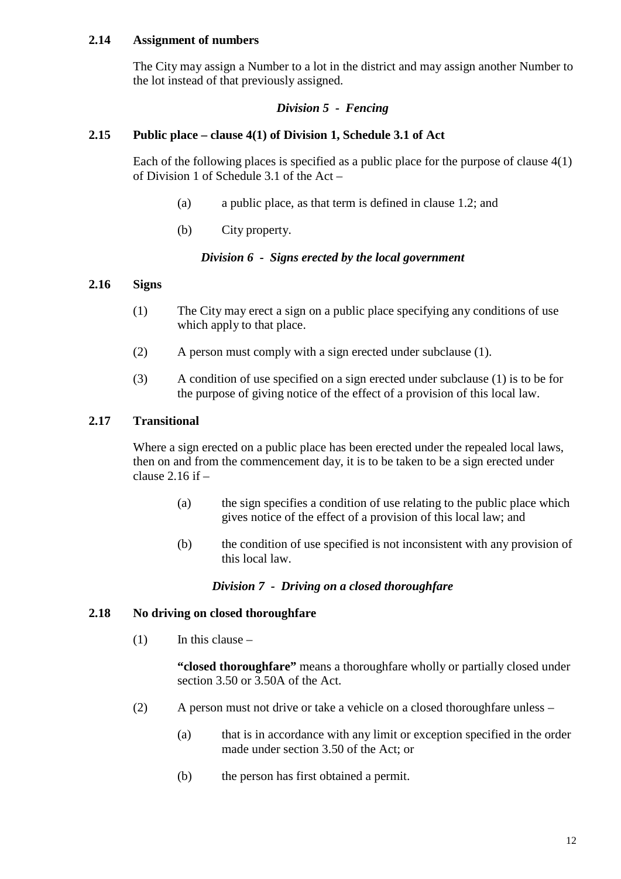**2.14 Assignment of numbers**

The City may assign a Number to a lot in the district and may assign another Number to the lot instead of that previously assigned.

***Division 5 - Fencing***

**2.15 Public place – clause 4(1) of Division 1, Schedule 3.1 of Act**

Each of the following places is specified as a public place for the purpose of clause 4(1) of Division 1 of Schedule 3.1 of the Act –

(a) a public place, as that term is defined in clause 1.2; and

(b) City property.

***Division 6 - Signs erected by the local government***

**2.16 Signs**

(1) The City may erect a sign on a public place specifying any conditions of use which apply to that place.

(2) A person must comply with a sign erected under subclause (1).

(3) A condition of use specified on a sign erected under subclause (1) is to be for the purpose of giving notice of the effect of a provision of this local law.

**2.17 Transitional**

Where a sign erected on a public place has been erected under the repealed local laws, then on and from the commencement day, it is to be taken to be a sign erected under clause 2.16 if –

(a) the sign specifies a condition of use relating to the public place which gives notice of the effect of a provision of this local law; and

(b) the condition of use specified is not inconsistent with any provision of this local law.

***Division 7 - Driving on a closed thoroughfare***

**2.18 No driving on closed thoroughfare**

(1) In this clause –

**"closed thoroughfare"** means a thoroughfare wholly or partially closed under section 3.50 or 3.50A of the Act.

(2) A person must not drive or take a vehicle on a closed thoroughfare unless –

(a) that is in accordance with any limit or exception specified in the order made under section 3.50 of the Act; or

(b) the person has first obtained a permit.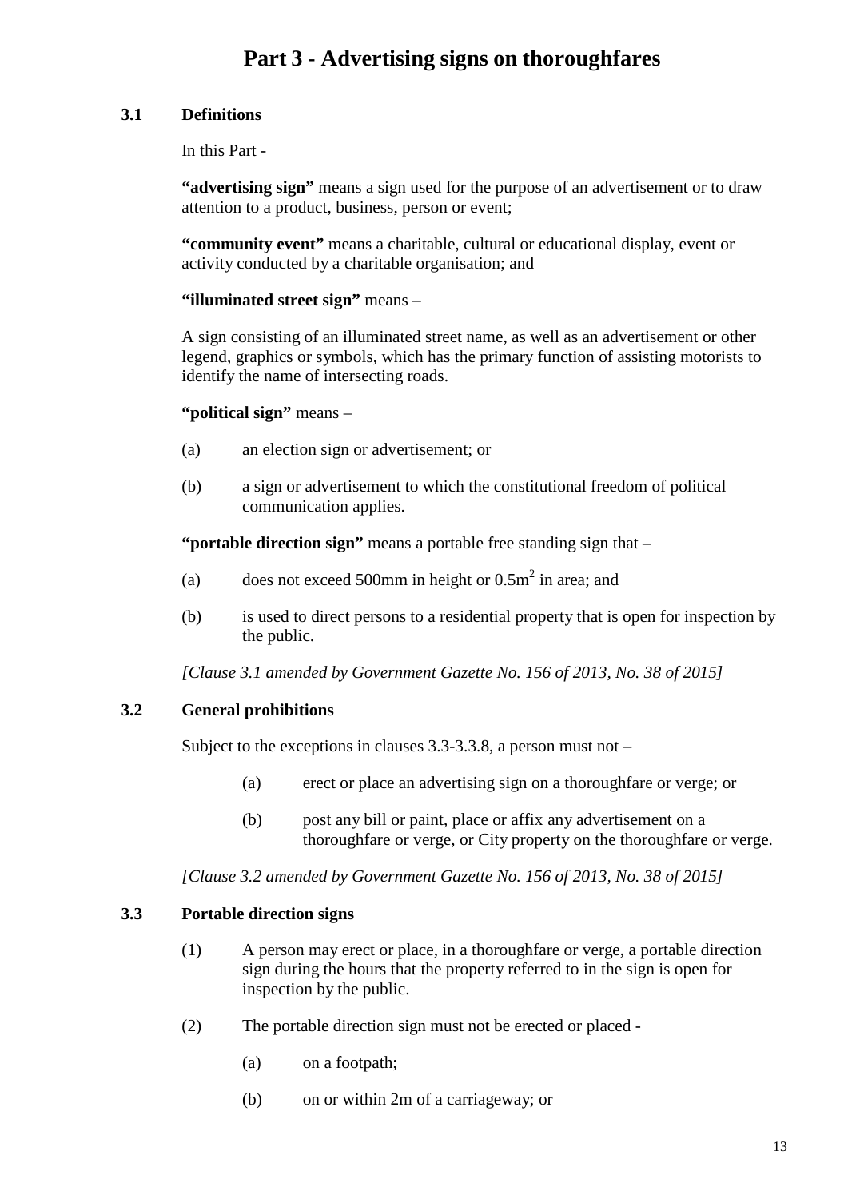# Part 3 - Advertising signs on thoroughfares

## 3.1 Definitions

In this Part -

**"advertising sign"** means a sign used for the purpose of an advertisement or to draw attention to a product, business, person or event;

**"community event"** means a charitable, cultural or educational display, event or activity conducted by a charitable organisation; and

**"illuminated street sign"** means –

A sign consisting of an illuminated street name, as well as an advertisement or other legend, graphics or symbols, which has the primary function of assisting motorists to identify the name of intersecting roads.

**"political sign"** means –

(a) an election sign or advertisement; or

(b) a sign or advertisement to which the constitutional freedom of political communication applies.

**"portable direction sign"** means a portable free standing sign that –

(a) does not exceed 500mm in height or $0.5m^2$ in area; and

(b) is used to direct persons to a residential property that is open for inspection by the public.

*[Clause 3.1 amended by Government Gazette No. 156 of 2013, No. 38 of 2015]*

## 3.2 General prohibitions

Subject to the exceptions in clauses 3.3-3.3.8, a person must not –

(a) erect or place an advertising sign on a thoroughfare or verge; or

(b) post any bill or paint, place or affix any advertisement on a thoroughfare or verge, or City property on the thoroughfare or verge.

*[Clause 3.2 amended by Government Gazette No. 156 of 2013, No. 38 of 2015]*

## 3.3 Portable direction signs

(1) A person may erect or place, in a thoroughfare or verge, a portable direction sign during the hours that the property referred to in the sign is open for inspection by the public.

(2) The portable direction sign must not be erected or placed -

(a) on a footpath;

(b) on or within 2m of a carriageway; or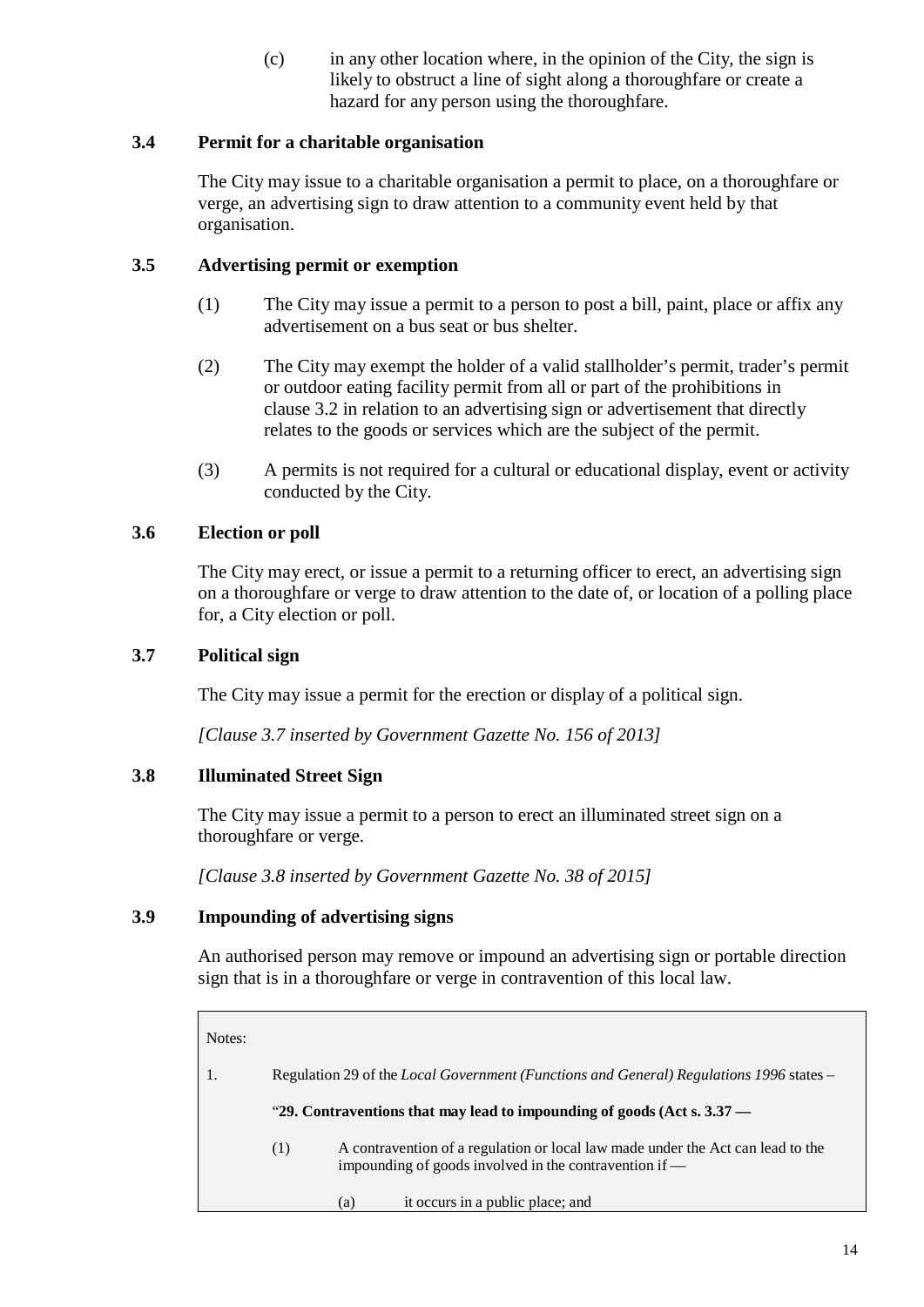(c) in any other location where, in the opinion of the City, the sign is likely to obstruct a line of sight along a thoroughfare or create a hazard for any person using the thoroughfare.

### 3.4 Permit for a charitable organisation

The City may issue to a charitable organisation a permit to place, on a thoroughfare or verge, an advertising sign to draw attention to a community event held by that organisation.

### 3.5 Advertising permit or exemption

(1) The City may issue a permit to a person to post a bill, paint, place or affix any advertisement on a bus seat or bus shelter.

(2) The City may exempt the holder of a valid stallholder's permit, trader's permit or outdoor eating facility permit from all or part of the prohibitions in clause 3.2 in relation to an advertising sign or advertisement that directly relates to the goods or services which are the subject of the permit.

(3) A permits is not required for a cultural or educational display, event or activity conducted by the City.

### 3.6 Election or poll

The City may erect, or issue a permit to a returning officer to erect, an advertising sign on a thoroughfare or verge to draw attention to the date of, or location of a polling place for, a City election or poll.

### 3.7 Political sign

The City may issue a permit for the erection or display of a political sign.

*[Clause 3.7 inserted by Government Gazette No. 156 of 2013]*

### 3.8 Illuminated Street Sign

The City may issue a permit to a person to erect an illuminated street sign on a thoroughfare or verge.

*[Clause 3.8 inserted by Government Gazette No. 38 of 2015]*

### 3.9 Impounding of advertising signs

An authorised person may remove or impound an advertising sign or portable direction sign that is in a thoroughfare or verge in contravention of this local law.

> Notes:
>
> 1. Regulation 29 of the *Local Government (Functions and General) Regulations 1996* states –
>
> "**29. Contraventions that may lead to impounding of goods (Act s. 3.37 —**
>
> (1) A contravention of a regulation or local law made under the Act can lead to the impounding of goods involved in the contravention if —
>
> (a) it occurs in a public place; and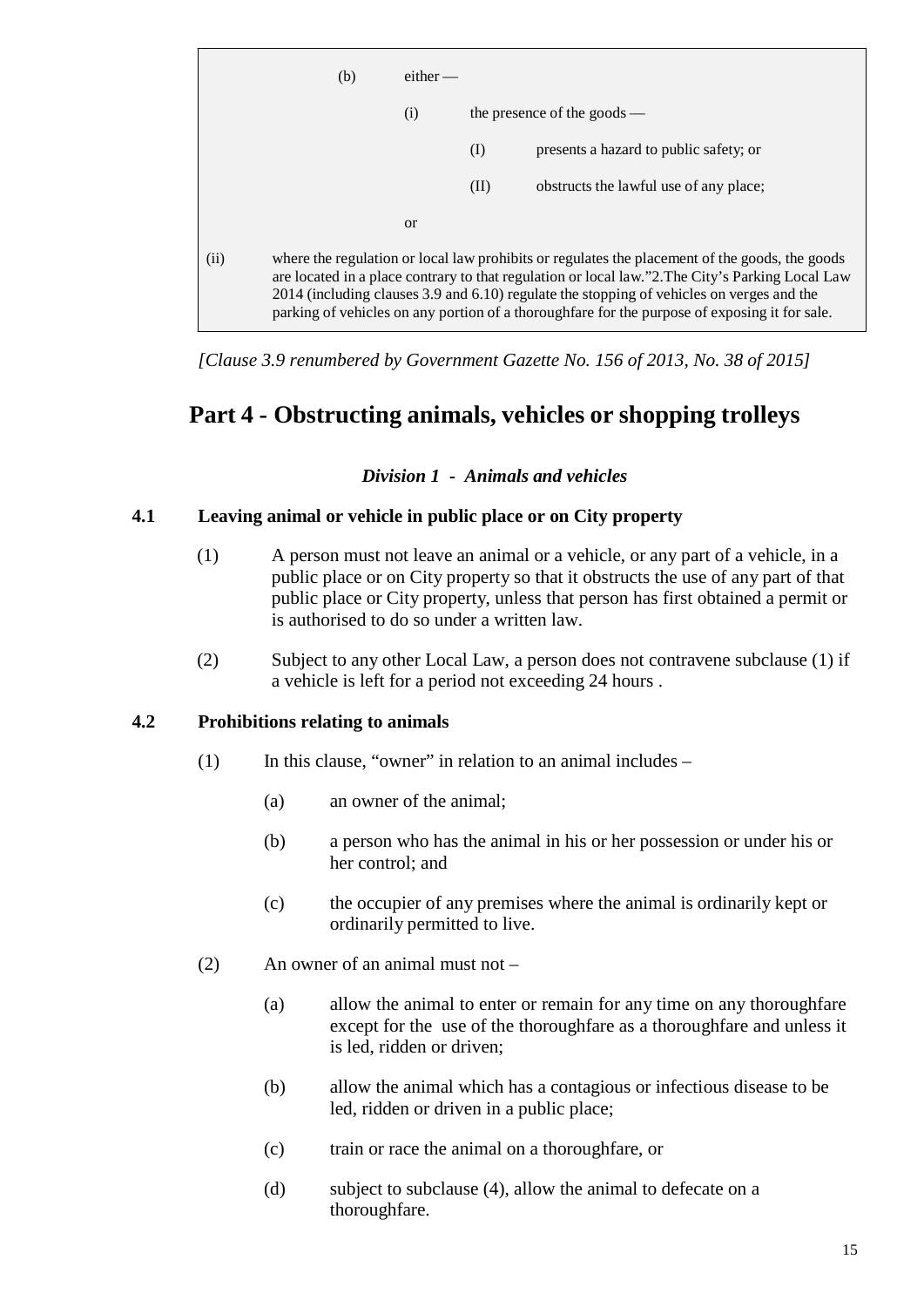> (b) either —
>
> (i) the presence of the goods —
>
> (I) presents a hazard to public safety; or
>
> (II) obstructs the lawful use of any place;
>
> or
>
> (ii) where the regulation or local law prohibits or regulates the placement of the goods, the goods are located in a place contrary to that regulation or local law."2.The City's Parking Local Law 2014 (including clauses 3.9 and 6.10) regulate the stopping of vehicles on verges and the parking of vehicles on any portion of a thoroughfare for the purpose of exposing it for sale.

*[Clause 3.9 renumbered by Government Gazette No. 156 of 2013, No. 38 of 2015]*

# Part 4 - Obstructing animals, vehicles or shopping trolleys

### *Division 1 - Animals and vehicles*

**4.1 Leaving animal or vehicle in public place or on City property**

(1) A person must not leave an animal or a vehicle, or any part of a vehicle, in a public place or on City property so that it obstructs the use of any part of that public place or City property, unless that person has first obtained a permit or is authorised to do so under a written law.

(2) Subject to any other Local Law, a person does not contravene subclause (1) if a vehicle is left for a period not exceeding 24 hours .

**4.2 Prohibitions relating to animals**

(1) In this clause, "owner" in relation to an animal includes –

(a) an owner of the animal;

(b) a person who has the animal in his or her possession or under his or her control; and

(c) the occupier of any premises where the animal is ordinarily kept or ordinarily permitted to live.

(2) An owner of an animal must not –

(a) allow the animal to enter or remain for any time on any thoroughfare except for the use of the thoroughfare as a thoroughfare and unless it is led, ridden or driven;

(b) allow the animal which has a contagious or infectious disease to be led, ridden or driven in a public place;

(c) train or race the animal on a thoroughfare, or

(d) subject to subclause (4), allow the animal to defecate on a thoroughfare.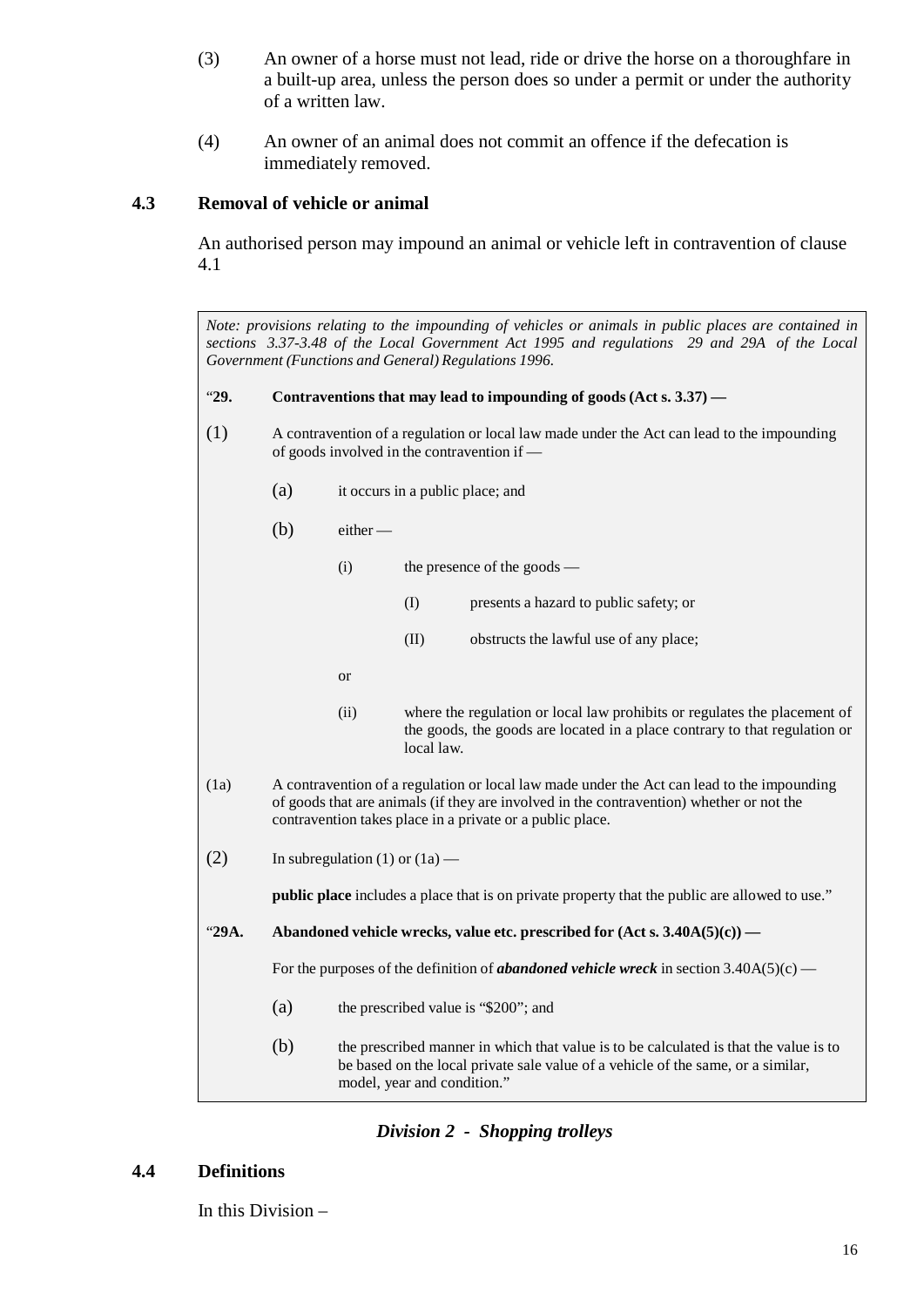(3) An owner of a horse must not lead, ride or drive the horse on a thoroughfare in a built-up area, unless the person does so under a permit or under the authority of a written law.

(4) An owner of an animal does not commit an offence if the defecation is immediately removed.

### 4.3 Removal of vehicle or animal

An authorised person may impound an animal or vehicle left in contravention of clause 4.1

> *Note: provisions relating to the impounding of vehicles or animals in public places are contained in sections 3.37-3.48 of the Local Government Act 1995 and regulations 29 and 29A of the Local Government (Functions and General) Regulations 1996.*
>
> "**29. Contraventions that may lead to impounding of goods (Act s. 3.37) —**
>
> (1) A contravention of a regulation or local law made under the Act can lead to the impounding of goods involved in the contravention if —
>
> (a) it occurs in a public place; and
>
> (b) either —
>
> (i) the presence of the goods —
>
> (I) presents a hazard to public safety; or
>
> (II) obstructs the lawful use of any place;
>
> or
>
> (ii) where the regulation or local law prohibits or regulates the placement of the goods, the goods are located in a place contrary to that regulation or local law.
>
> (1a) A contravention of a regulation or local law made under the Act can lead to the impounding of goods that are animals (if they are involved in the contravention) whether or not the contravention takes place in a private or a public place.
>
> (2) In subregulation (1) or (1a) —
>
> **public place** includes a place that is on private property that the public are allowed to use."
>
> "**29A. Abandoned vehicle wrecks, value etc. prescribed for (Act s. 3.40A(5)(c)) —**
>
> For the purposes of the definition of ***abandoned vehicle wreck*** in section 3.40A(5)(c) —
>
> (a) the prescribed value is "$200"; and
>
> (b) the prescribed manner in which that value is to be calculated is that the value is to be based on the local private sale value of a vehicle of the same, or a similar, model, year and condition."

## *Division 2 - Shopping trolleys*

### 4.4 Definitions

In this Division –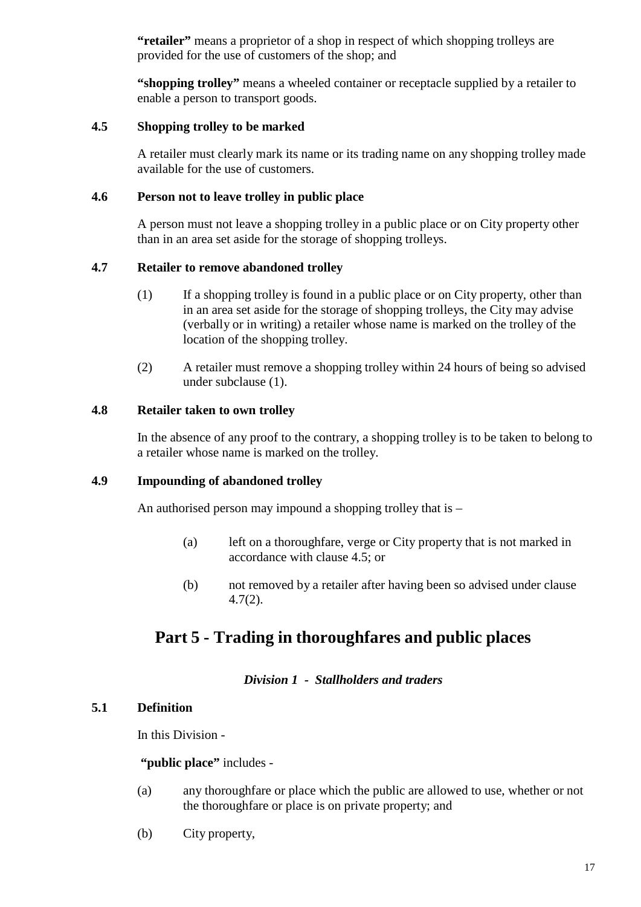**"retailer"** means a proprietor of a shop in respect of which shopping trolleys are provided for the use of customers of the shop; and

**"shopping trolley"** means a wheeled container or receptacle supplied by a retailer to enable a person to transport goods.

### 4.5 Shopping trolley to be marked

A retailer must clearly mark its name or its trading name on any shopping trolley made available for the use of customers.

### 4.6 Person not to leave trolley in public place

A person must not leave a shopping trolley in a public place or on City property other than in an area set aside for the storage of shopping trolleys.

### 4.7 Retailer to remove abandoned trolley

(1) If a shopping trolley is found in a public place or on City property, other than in an area set aside for the storage of shopping trolleys, the City may advise (verbally or in writing) a retailer whose name is marked on the trolley of the location of the shopping trolley.

(2) A retailer must remove a shopping trolley within 24 hours of being so advised under subclause (1).

### 4.8 Retailer taken to own trolley

In the absence of any proof to the contrary, a shopping trolley is to be taken to belong to a retailer whose name is marked on the trolley.

### 4.9 Impounding of abandoned trolley

An authorised person may impound a shopping trolley that is –

(a) left on a thoroughfare, verge or City property that is not marked in accordance with clause 4.5; or

(b) not removed by a retailer after having been so advised under clause 4.7(2).

## Part 5 - Trading in thoroughfares and public places

*Division 1 - Stallholders and traders*

### 5.1 Definition

In this Division -

**"public place"** includes -

(a) any thoroughfare or place which the public are allowed to use, whether or not the thoroughfare or place is on private property; and

(b) City property,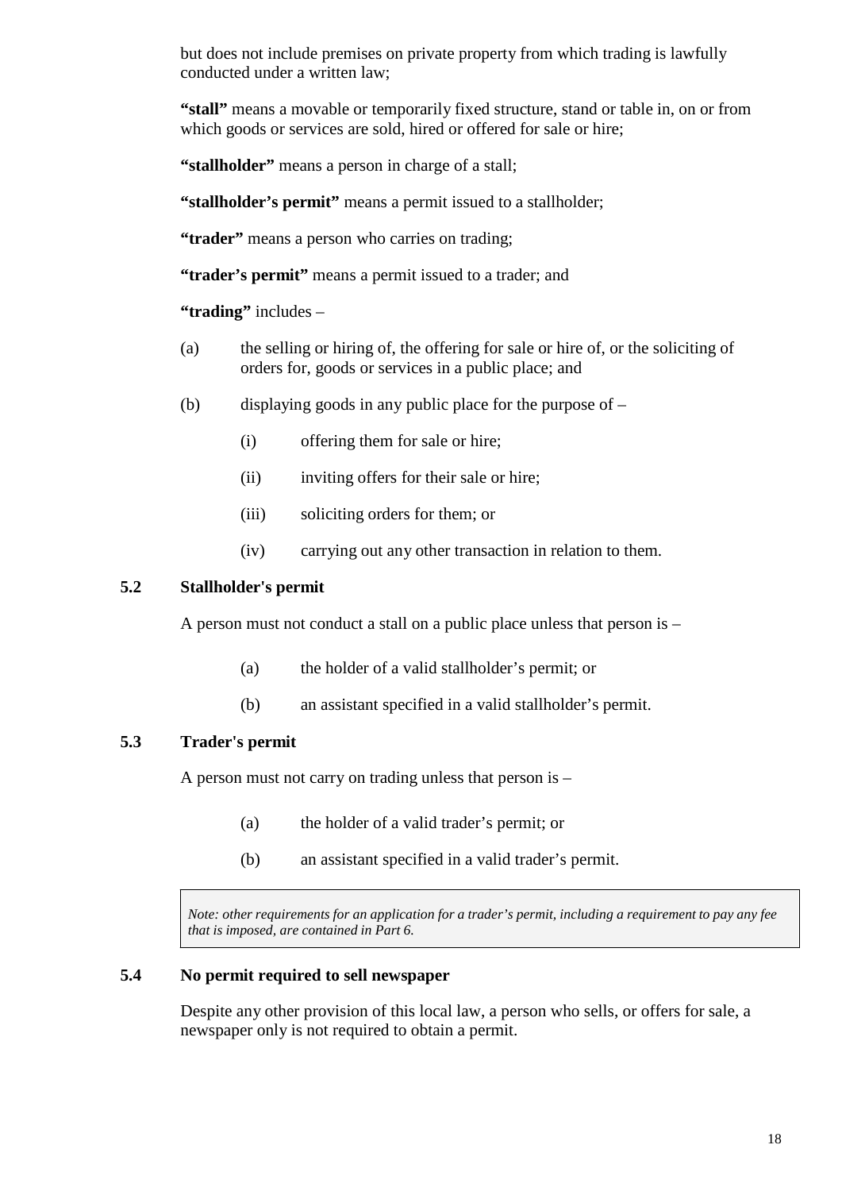but does not include premises on private property from which trading is lawfully conducted under a written law;

**"stall"** means a movable or temporarily fixed structure, stand or table in, on or from which goods or services are sold, hired or offered for sale or hire;

**"stallholder"** means a person in charge of a stall;

**"stallholder's permit"** means a permit issued to a stallholder;

**"trader"** means a person who carries on trading;

**"trader's permit"** means a permit issued to a trader; and

**"trading"** includes –

(a) the selling or hiring of, the offering for sale or hire of, or the soliciting of orders for, goods or services in a public place; and

(b) displaying goods in any public place for the purpose of –

 (i) offering them for sale or hire;

 (ii) inviting offers for their sale or hire;

 (iii) soliciting orders for them; or

 (iv) carrying out any other transaction in relation to them.

### 5.2 Stallholder's permit

A person must not conduct a stall on a public place unless that person is –

 (a) the holder of a valid stallholder's permit; or

 (b) an assistant specified in a valid stallholder's permit.

### 5.3 Trader's permit

A person must not carry on trading unless that person is –

 (a) the holder of a valid trader's permit; or

 (b) an assistant specified in a valid trader's permit.

> *Note: other requirements for an application for a trader's permit, including a requirement to pay any fee that is imposed, are contained in Part 6.*

### 5.4 No permit required to sell newspaper

Despite any other provision of this local law, a person who sells, or offers for sale, a newspaper only is not required to obtain a permit.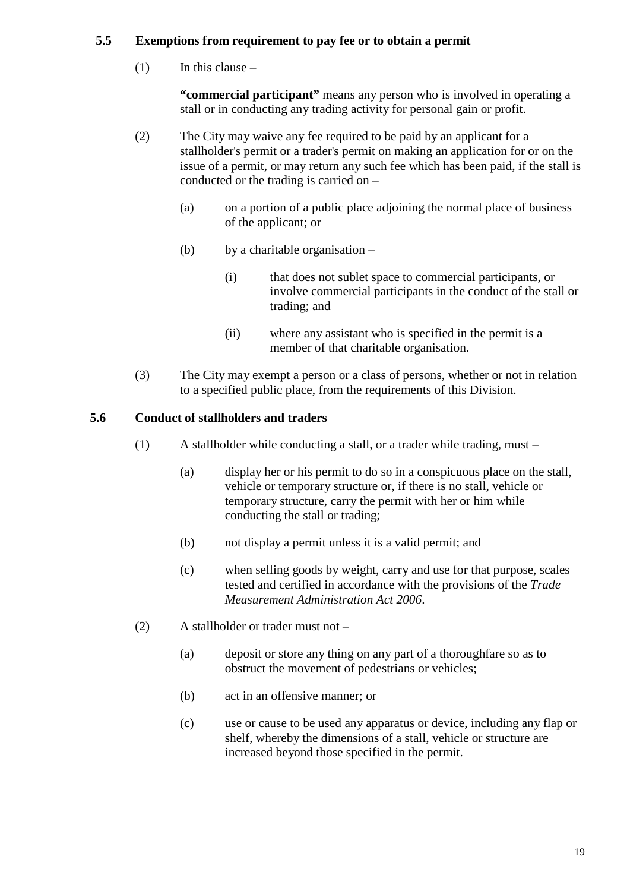### 5.5 Exemptions from requirement to pay fee or to obtain a permit

(1) In this clause –

**"commercial participant"** means any person who is involved in operating a stall or in conducting any trading activity for personal gain or profit.

(2) The City may waive any fee required to be paid by an applicant for a stallholder's permit or a trader's permit on making an application for or on the issue of a permit, or may return any such fee which has been paid, if the stall is conducted or the trading is carried on –

(a) on a portion of a public place adjoining the normal place of business of the applicant; or

(b) by a charitable organisation –

(i) that does not sublet space to commercial participants, or involve commercial participants in the conduct of the stall or trading; and

(ii) where any assistant who is specified in the permit is a member of that charitable organisation.

(3) The City may exempt a person or a class of persons, whether or not in relation to a specified public place, from the requirements of this Division.

### 5.6 Conduct of stallholders and traders

(1) A stallholder while conducting a stall, or a trader while trading, must –

(a) display her or his permit to do so in a conspicuous place on the stall, vehicle or temporary structure or, if there is no stall, vehicle or temporary structure, carry the permit with her or him while conducting the stall or trading;

(b) not display a permit unless it is a valid permit; and

(c) when selling goods by weight, carry and use for that purpose, scales tested and certified in accordance with the provisions of the *Trade Measurement Administration Act 2006*.

(2) A stallholder or trader must not –

(a) deposit or store any thing on any part of a thoroughfare so as to obstruct the movement of pedestrians or vehicles;

(b) act in an offensive manner; or

(c) use or cause to be used any apparatus or device, including any flap or shelf, whereby the dimensions of a stall, vehicle or structure are increased beyond those specified in the permit.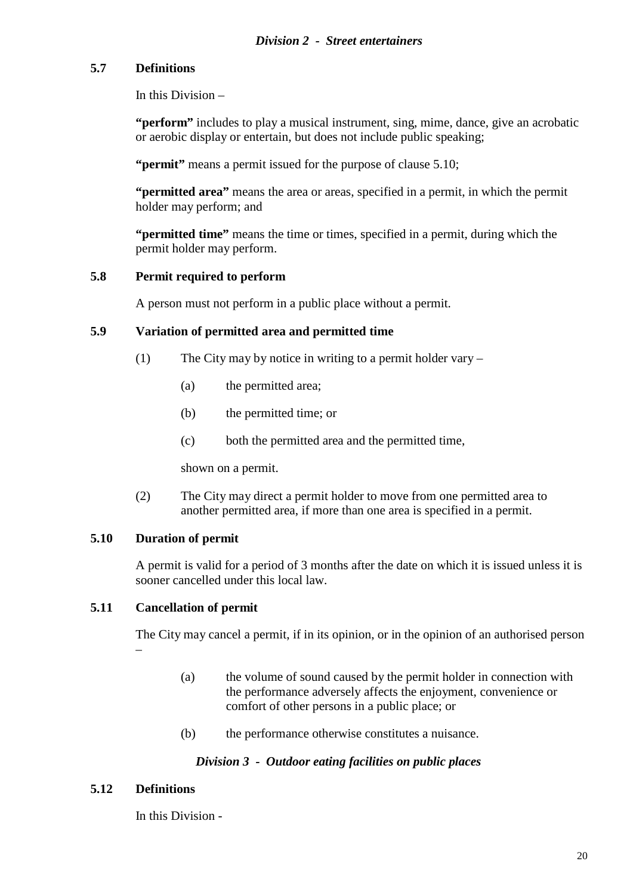### *Division 2 - Street entertainers*

**5.7 Definitions**

In this Division –

**"perform"** includes to play a musical instrument, sing, mime, dance, give an acrobatic or aerobic display or entertain, but does not include public speaking;

**"permit"** means a permit issued for the purpose of clause 5.10;

**"permitted area"** means the area or areas, specified in a permit, in which the permit holder may perform; and

**"permitted time"** means the time or times, specified in a permit, during which the permit holder may perform.

**5.8 Permit required to perform**

A person must not perform in a public place without a permit.

**5.9 Variation of permitted area and permitted time**

(1) The City may by notice in writing to a permit holder vary –

(a) the permitted area;

(b) the permitted time; or

(c) both the permitted area and the permitted time,

shown on a permit.

(2) The City may direct a permit holder to move from one permitted area to another permitted area, if more than one area is specified in a permit.

**5.10 Duration of permit**

A permit is valid for a period of 3 months after the date on which it is issued unless it is sooner cancelled under this local law.

**5.11 Cancellation of permit**

The City may cancel a permit, if in its opinion, or in the opinion of an authorised person –

(a) the volume of sound caused by the permit holder in connection with the performance adversely affects the enjoyment, convenience or comfort of other persons in a public place; or

(b) the performance otherwise constitutes a nuisance.

### *Division 3 - Outdoor eating facilities on public places*

**5.12 Definitions**

In this Division -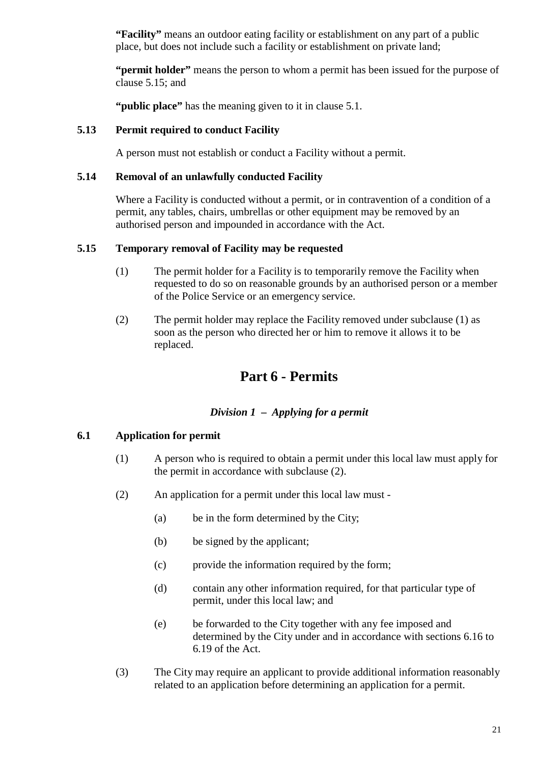**"Facility"** means an outdoor eating facility or establishment on any part of a public place, but does not include such a facility or establishment on private land;

**"permit holder"** means the person to whom a permit has been issued for the purpose of clause 5.15; and

**"public place"** has the meaning given to it in clause 5.1.

### 5.13 Permit required to conduct Facility

A person must not establish or conduct a Facility without a permit.

### 5.14 Removal of an unlawfully conducted Facility

Where a Facility is conducted without a permit, or in contravention of a condition of a permit, any tables, chairs, umbrellas or other equipment may be removed by an authorised person and impounded in accordance with the Act.

### 5.15 Temporary removal of Facility may be requested

(1) The permit holder for a Facility is to temporarily remove the Facility when requested to do so on reasonable grounds by an authorised person or a member of the Police Service or an emergency service.

(2) The permit holder may replace the Facility removed under subclause (1) as soon as the person who directed her or him to remove it allows it to be replaced.

# Part 6 - Permits

## *Division 1 – Applying for a permit*

### 6.1 Application for permit

(1) A person who is required to obtain a permit under this local law must apply for the permit in accordance with subclause (2).

(2) An application for a permit under this local law must -

(a) be in the form determined by the City;

(b) be signed by the applicant;

(c) provide the information required by the form;

(d) contain any other information required, for that particular type of permit, under this local law; and

(e) be forwarded to the City together with any fee imposed and determined by the City under and in accordance with sections 6.16 to 6.19 of the Act.

(3) The City may require an applicant to provide additional information reasonably related to an application before determining an application for a permit.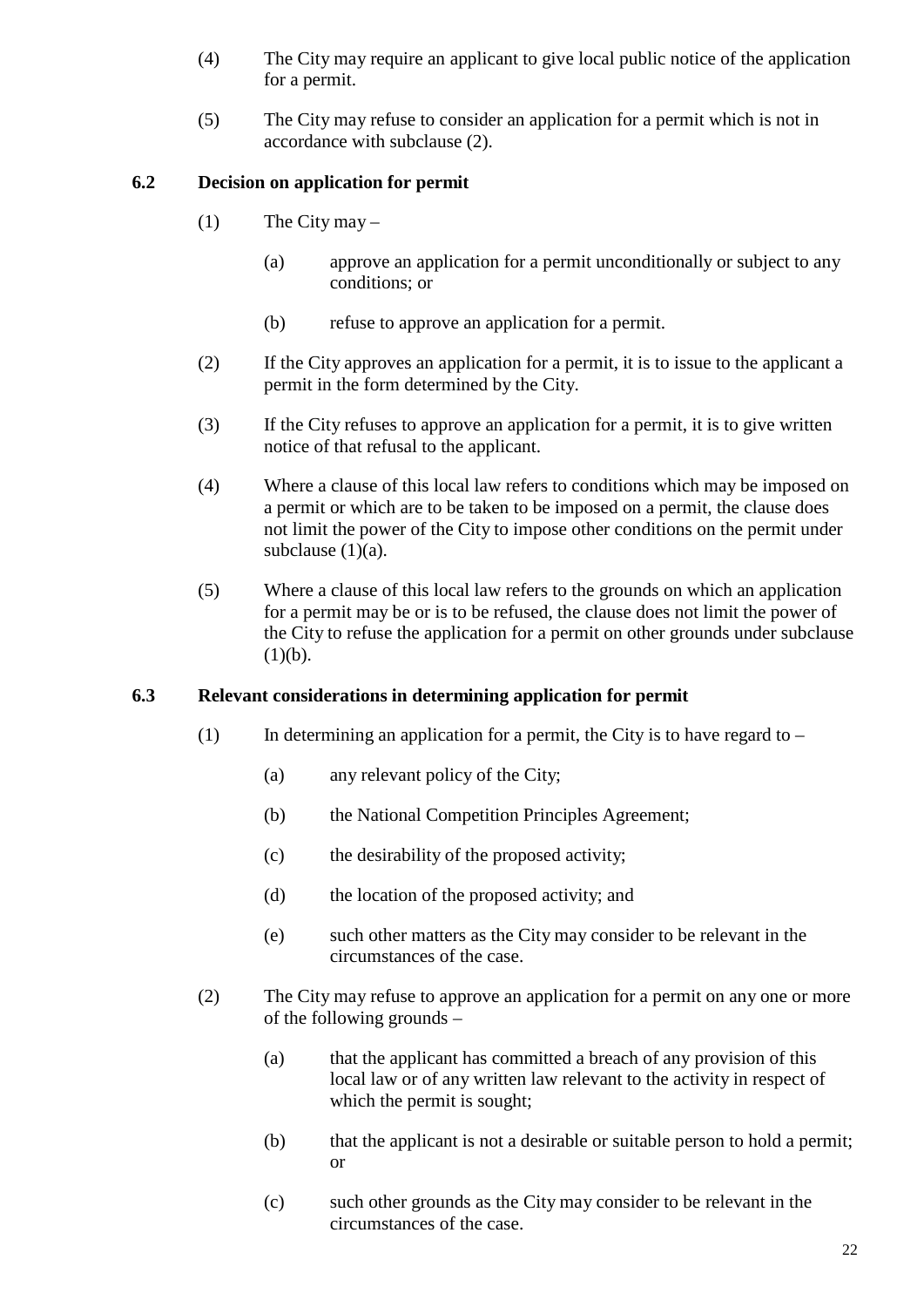(4) The City may require an applicant to give local public notice of the application for a permit.

(5) The City may refuse to consider an application for a permit which is not in accordance with subclause (2).

### 6.2 Decision on application for permit

(1) The City may –

(a) approve an application for a permit unconditionally or subject to any conditions; or

(b) refuse to approve an application for a permit.

(2) If the City approves an application for a permit, it is to issue to the applicant a permit in the form determined by the City.

(3) If the City refuses to approve an application for a permit, it is to give written notice of that refusal to the applicant.

(4) Where a clause of this local law refers to conditions which may be imposed on a permit or which are to be taken to be imposed on a permit, the clause does not limit the power of the City to impose other conditions on the permit under subclause (1)(a).

(5) Where a clause of this local law refers to the grounds on which an application for a permit may be or is to be refused, the clause does not limit the power of the City to refuse the application for a permit on other grounds under subclause (1)(b).

### 6.3 Relevant considerations in determining application for permit

(1) In determining an application for a permit, the City is to have regard to –

(a) any relevant policy of the City;

(b) the National Competition Principles Agreement;

(c) the desirability of the proposed activity;

(d) the location of the proposed activity; and

(e) such other matters as the City may consider to be relevant in the circumstances of the case.

(2) The City may refuse to approve an application for a permit on any one or more of the following grounds –

(a) that the applicant has committed a breach of any provision of this local law or of any written law relevant to the activity in respect of which the permit is sought;

(b) that the applicant is not a desirable or suitable person to hold a permit; or

(c) such other grounds as the City may consider to be relevant in the circumstances of the case.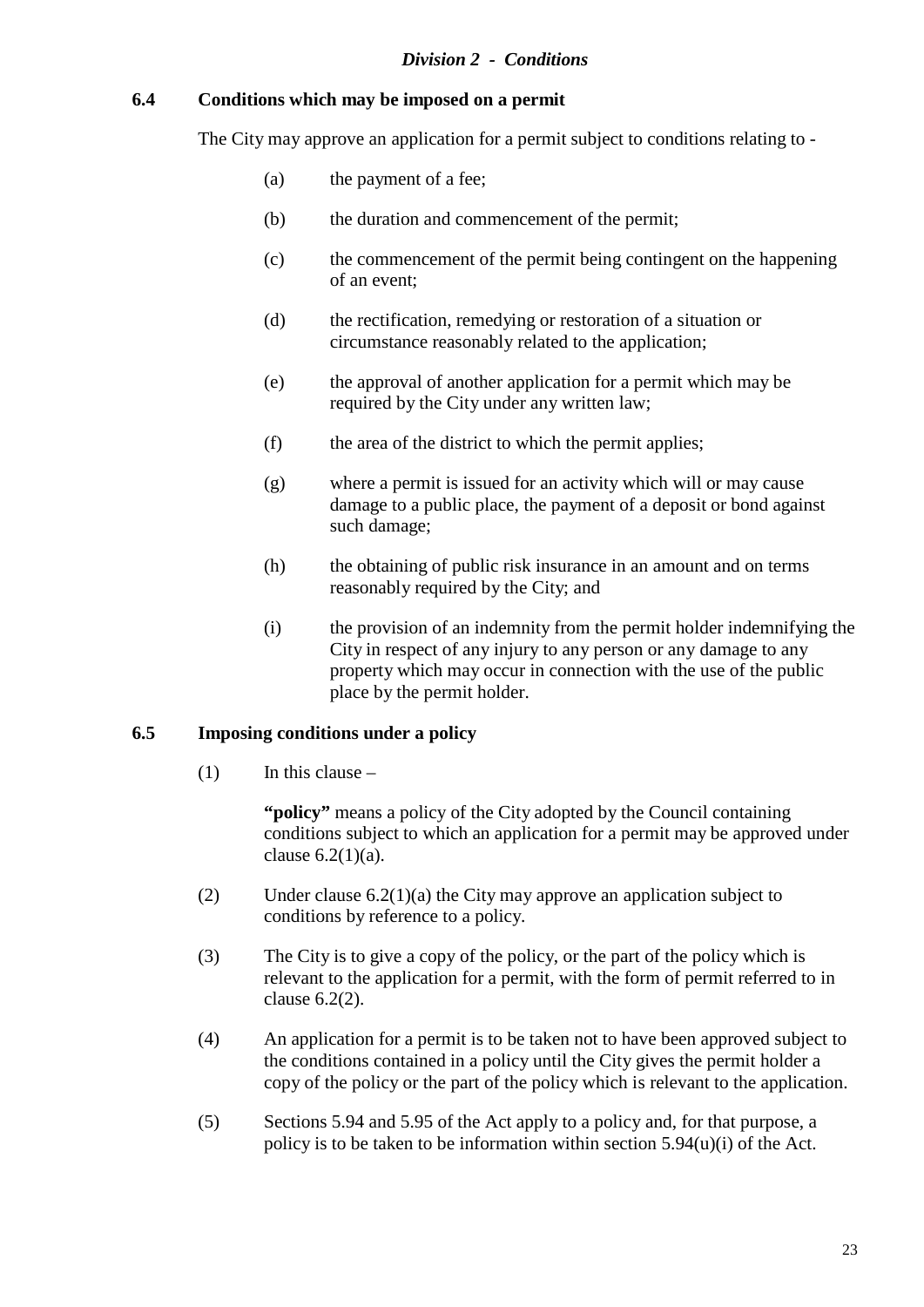## *Division 2 - Conditions*

### 6.4 Conditions which may be imposed on a permit

The City may approve an application for a permit subject to conditions relating to -

(a) the payment of a fee;

(b) the duration and commencement of the permit;

(c) the commencement of the permit being contingent on the happening of an event;

(d) the rectification, remedying or restoration of a situation or circumstance reasonably related to the application;

(e) the approval of another application for a permit which may be required by the City under any written law;

(f) the area of the district to which the permit applies;

(g) where a permit is issued for an activity which will or may cause damage to a public place, the payment of a deposit or bond against such damage;

(h) the obtaining of public risk insurance in an amount and on terms reasonably required by the City; and

(i) the provision of an indemnity from the permit holder indemnifying the City in respect of any injury to any person or any damage to any property which may occur in connection with the use of the public place by the permit holder.

### 6.5 Imposing conditions under a policy

(1) In this clause –

**"policy"** means a policy of the City adopted by the Council containing conditions subject to which an application for a permit may be approved under clause 6.2(1)(a).

(2) Under clause 6.2(1)(a) the City may approve an application subject to conditions by reference to a policy.

(3) The City is to give a copy of the policy, or the part of the policy which is relevant to the application for a permit, with the form of permit referred to in clause 6.2(2).

(4) An application for a permit is to be taken not to have been approved subject to the conditions contained in a policy until the City gives the permit holder a copy of the policy or the part of the policy which is relevant to the application.

(5) Sections 5.94 and 5.95 of the Act apply to a policy and, for that purpose, a policy is to be taken to be information within section 5.94(u)(i) of the Act.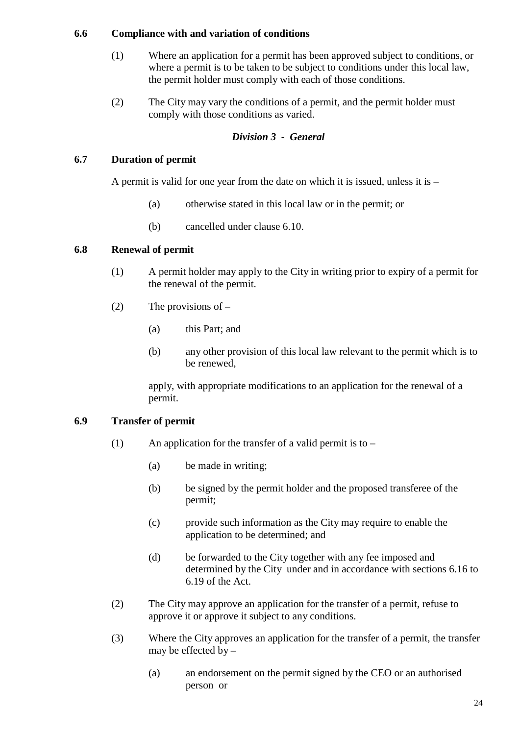### 6.6 Compliance with and variation of conditions

(1) Where an application for a permit has been approved subject to conditions, or where a permit is to be taken to be subject to conditions under this local law, the permit holder must comply with each of those conditions.

(2) The City may vary the conditions of a permit, and the permit holder must comply with those conditions as varied.

## *Division 3 - General*

### 6.7 Duration of permit

A permit is valid for one year from the date on which it is issued, unless it is –

(a) otherwise stated in this local law or in the permit; or

(b) cancelled under clause 6.10.

### 6.8 Renewal of permit

(1) A permit holder may apply to the City in writing prior to expiry of a permit for the renewal of the permit.

(2) The provisions of –

(a) this Part; and

(b) any other provision of this local law relevant to the permit which is to be renewed,

apply, with appropriate modifications to an application for the renewal of a permit.

### 6.9 Transfer of permit

(1) An application for the transfer of a valid permit is to –

(a) be made in writing;

(b) be signed by the permit holder and the proposed transferee of the permit;

(c) provide such information as the City may require to enable the application to be determined; and

(d) be forwarded to the City together with any fee imposed and determined by the City under and in accordance with sections 6.16 to 6.19 of the Act.

(2) The City may approve an application for the transfer of a permit, refuse to approve it or approve it subject to any conditions.

(3) Where the City approves an application for the transfer of a permit, the transfer may be effected by –

(a) an endorsement on the permit signed by the CEO or an authorised person or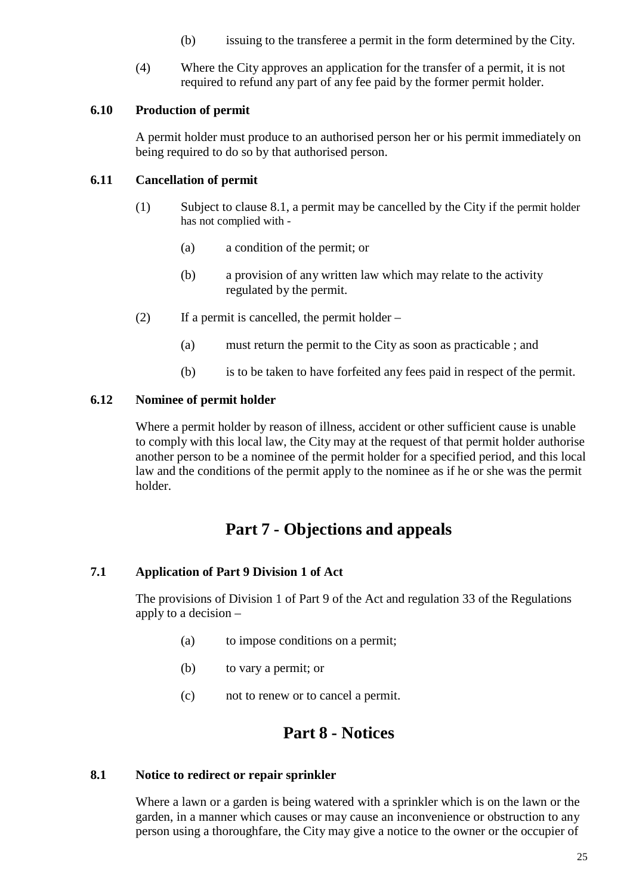(b) issuing to the transferee a permit in the form determined by the City.

(4) Where the City approves an application for the transfer of a permit, it is not required to refund any part of any fee paid by the former permit holder.

### 6.10 Production of permit

A permit holder must produce to an authorised person her or his permit immediately on being required to do so by that authorised person.

### 6.11 Cancellation of permit

(1) Subject to clause 8.1, a permit may be cancelled by the City if the permit holder has not complied with -

(a) a condition of the permit; or

(b) a provision of any written law which may relate to the activity regulated by the permit.

(2) If a permit is cancelled, the permit holder –

(a) must return the permit to the City as soon as practicable ; and

(b) is to be taken to have forfeited any fees paid in respect of the permit.

### 6.12 Nominee of permit holder

Where a permit holder by reason of illness, accident or other sufficient cause is unable to comply with this local law, the City may at the request of that permit holder authorise another person to be a nominee of the permit holder for a specified period, and this local law and the conditions of the permit apply to the nominee as if he or she was the permit holder.

## Part 7 - Objections and appeals

### 7.1 Application of Part 9 Division 1 of Act

The provisions of Division 1 of Part 9 of the Act and regulation 33 of the Regulations apply to a decision –

(a) to impose conditions on a permit;

(b) to vary a permit; or

(c) not to renew or to cancel a permit.

## Part 8 - Notices

### 8.1 Notice to redirect or repair sprinkler

Where a lawn or a garden is being watered with a sprinkler which is on the lawn or the garden, in a manner which causes or may cause an inconvenience or obstruction to any person using a thoroughfare, the City may give a notice to the owner or the occupier of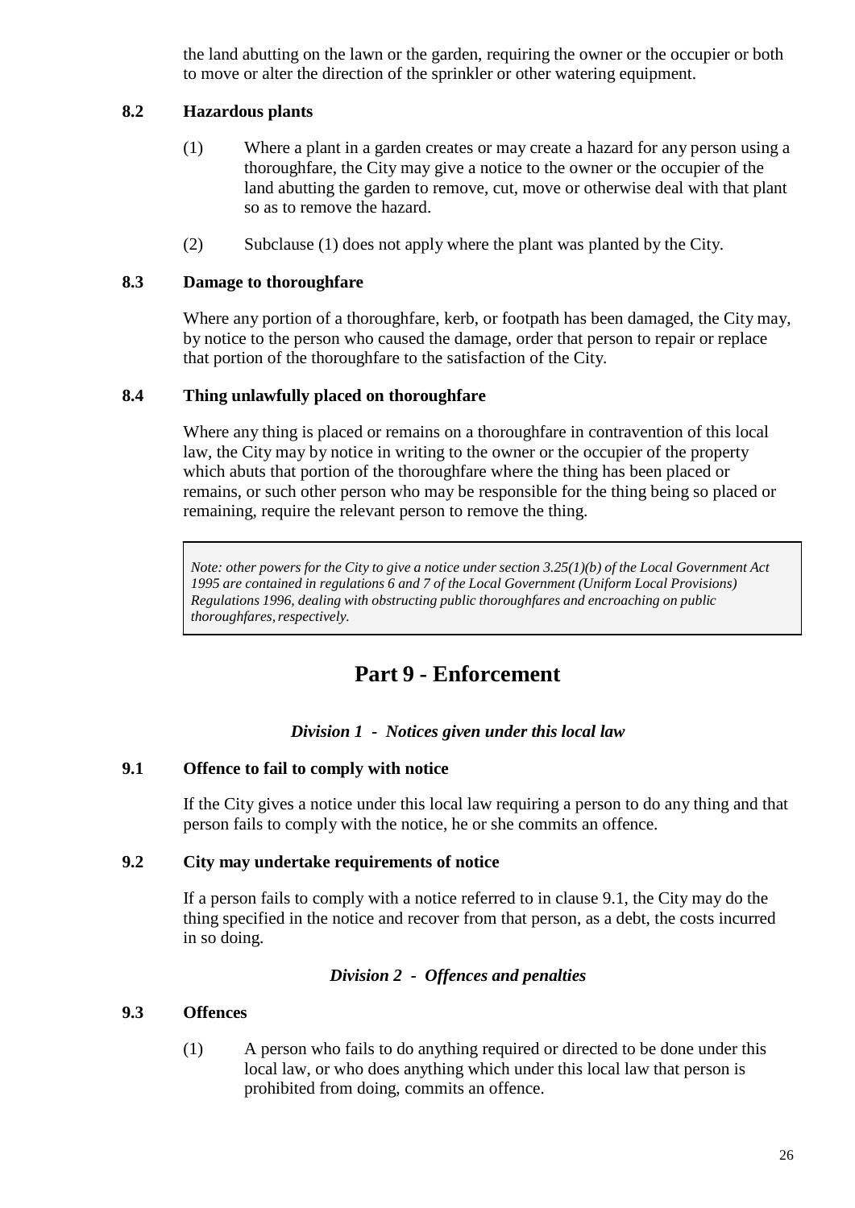the land abutting on the lawn or the garden, requiring the owner or the occupier or both to move or alter the direction of the sprinkler or other watering equipment.

### 8.2 Hazardous plants

(1) Where a plant in a garden creates or may create a hazard for any person using a thoroughfare, the City may give a notice to the owner or the occupier of the land abutting the garden to remove, cut, move or otherwise deal with that plant so as to remove the hazard.

(2) Subclause (1) does not apply where the plant was planted by the City.

### 8.3 Damage to thoroughfare

Where any portion of a thoroughfare, kerb, or footpath has been damaged, the City may, by notice to the person who caused the damage, order that person to repair or replace that portion of the thoroughfare to the satisfaction of the City.

### 8.4 Thing unlawfully placed on thoroughfare

Where any thing is placed or remains on a thoroughfare in contravention of this local law, the City may by notice in writing to the owner or the occupier of the property which abuts that portion of the thoroughfare where the thing has been placed or remains, or such other person who may be responsible for the thing being so placed or remaining, require the relevant person to remove the thing.

> *Note: other powers for the City to give a notice under section 3.25(1)(b) of the Local Government Act 1995 are contained in regulations 6 and 7 of the Local Government (Uniform Local Provisions) Regulations 1996, dealing with obstructing public thoroughfares and encroaching on public thoroughfares, respectively.*

# Part 9 - Enforcement

## *Division 1 - Notices given under this local law*

### 9.1 Offence to fail to comply with notice

If the City gives a notice under this local law requiring a person to do any thing and that person fails to comply with the notice, he or she commits an offence.

### 9.2 City may undertake requirements of notice

If a person fails to comply with a notice referred to in clause 9.1, the City may do the thing specified in the notice and recover from that person, as a debt, the costs incurred in so doing.

## *Division 2 - Offences and penalties*

### 9.3 Offences

(1) A person who fails to do anything required or directed to be done under this local law, or who does anything which under this local law that person is prohibited from doing, commits an offence.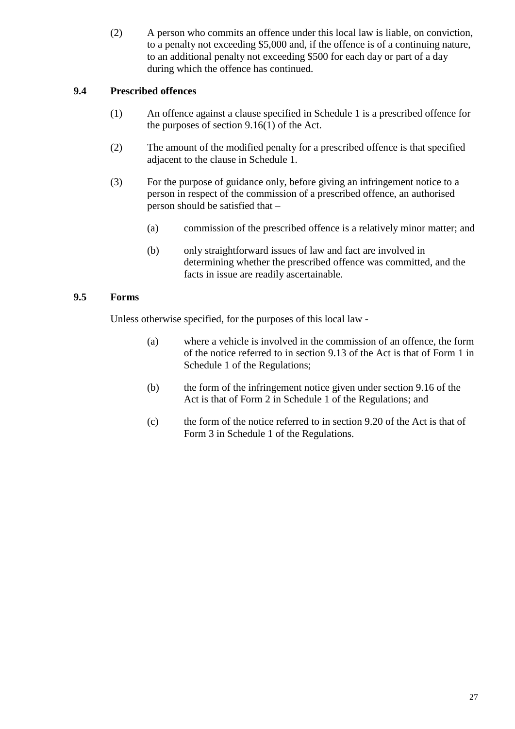(2) A person who commits an offence under this local law is liable, on conviction, to a penalty not exceeding $5,000 and, if the offence is of a continuing nature, to an additional penalty not exceeding $500 for each day or part of a day during which the offence has continued.

### 9.4 Prescribed offences

(1) An offence against a clause specified in Schedule 1 is a prescribed offence for the purposes of section 9.16(1) of the Act.

(2) The amount of the modified penalty for a prescribed offence is that specified adjacent to the clause in Schedule 1.

(3) For the purpose of guidance only, before giving an infringement notice to a person in respect of the commission of a prescribed offence, an authorised person should be satisfied that –

(a) commission of the prescribed offence is a relatively minor matter; and

(b) only straightforward issues of law and fact are involved in determining whether the prescribed offence was committed, and the facts in issue are readily ascertainable.

### 9.5 Forms

Unless otherwise specified, for the purposes of this local law -

(a) where a vehicle is involved in the commission of an offence, the form of the notice referred to in section 9.13 of the Act is that of Form 1 in Schedule 1 of the Regulations;

(b) the form of the infringement notice given under section 9.16 of the Act is that of Form 2 in Schedule 1 of the Regulations; and

(c) the form of the notice referred to in section 9.20 of the Act is that of Form 3 in Schedule 1 of the Regulations.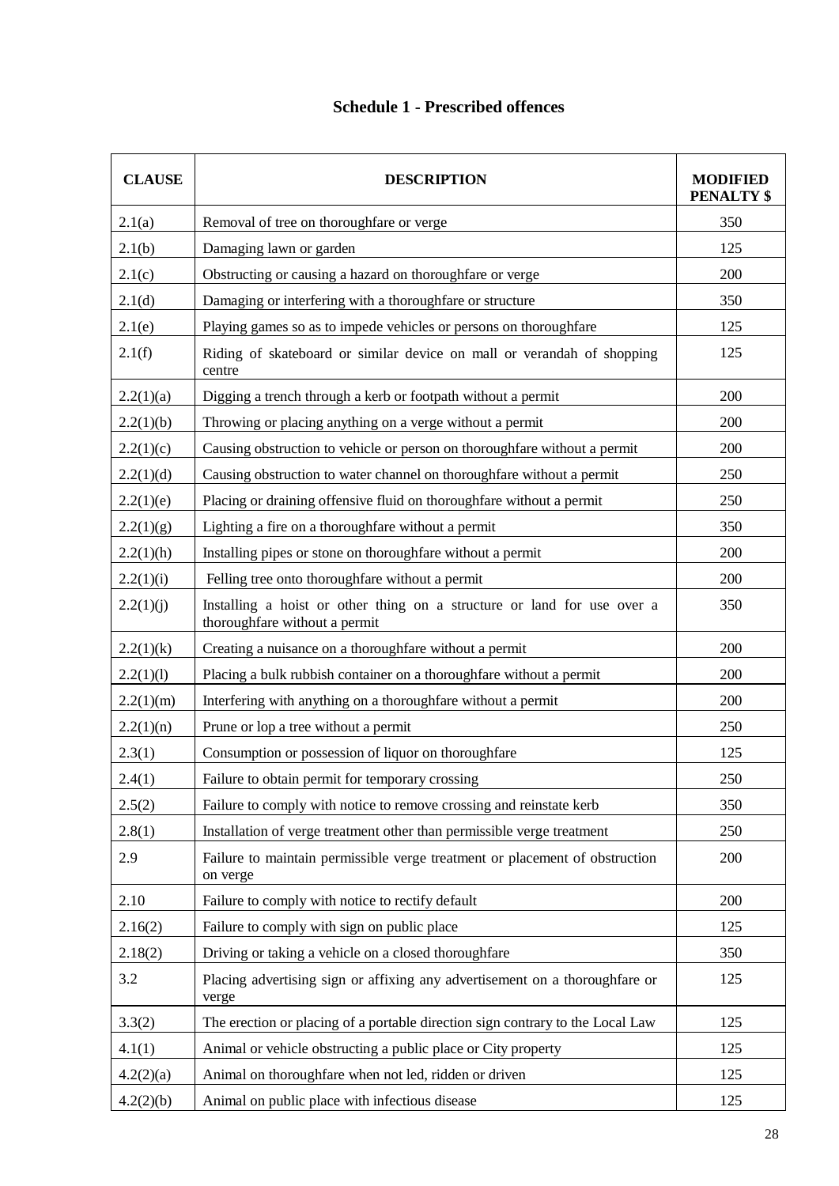## Schedule 1 - Prescribed offences

| CLAUSE | DESCRIPTION | MODIFIED PENALTY $ |
|---|---|---|
| 2.1(a) | Removal of tree on thoroughfare or verge | 350 |
| 2.1(b) | Damaging lawn or garden | 125 |
| 2.1(c) | Obstructing or causing a hazard on thoroughfare or verge | 200 |
| 2.1(d) | Damaging or interfering with a thoroughfare or structure | 350 |
| 2.1(e) | Playing games so as to impede vehicles or persons on thoroughfare | 125 |
| 2.1(f) | Riding of skateboard or similar device on mall or verandah of shopping centre | 125 |
| 2.2(1)(a) | Digging a trench through a kerb or footpath without a permit | 200 |
| 2.2(1)(b) | Throwing or placing anything on a verge without a permit | 200 |
| 2.2(1)(c) | Causing obstruction to vehicle or person on thoroughfare without a permit | 200 |
| 2.2(1)(d) | Causing obstruction to water channel on thoroughfare without a permit | 250 |
| 2.2(1)(e) | Placing or draining offensive fluid on thoroughfare without a permit | 250 |
| 2.2(1)(g) | Lighting a fire on a thoroughfare without a permit | 350 |
| 2.2(1)(h) | Installing pipes or stone on thoroughfare without a permit | 200 |
| 2.2(1)(i) | Felling tree onto thoroughfare without a permit | 200 |
| 2.2(1)(j) | Installing a hoist or other thing on a structure or land for use over a thoroughfare without a permit | 350 |
| 2.2(1)(k) | Creating a nuisance on a thoroughfare without a permit | 200 |
| 2.2(1)(l) | Placing a bulk rubbish container on a thoroughfare without a permit | 200 |
| 2.2(1)(m) | Interfering with anything on a thoroughfare without a permit | 200 |
| 2.2(1)(n) | Prune or lop a tree without a permit | 250 |
| 2.3(1) | Consumption or possession of liquor on thoroughfare | 125 |
| 2.4(1) | Failure to obtain permit for temporary crossing | 250 |
| 2.5(2) | Failure to comply with notice to remove crossing and reinstate kerb | 350 |
| 2.8(1) | Installation of verge treatment other than permissible verge treatment | 250 |
| 2.9 | Failure to maintain permissible verge treatment or placement of obstruction on verge | 200 |
| 2.10 | Failure to comply with notice to rectify default | 200 |
| 2.16(2) | Failure to comply with sign on public place | 125 |
| 2.18(2) | Driving or taking a vehicle on a closed thoroughfare | 350 |
| 3.2 | Placing advertising sign or affixing any advertisement on a thoroughfare or verge | 125 |
| 3.3(2) | The erection or placing of a portable direction sign contrary to the Local Law | 125 |
| 4.1(1) | Animal or vehicle obstructing a public place or City property | 125 |
| 4.2(2)(a) | Animal on thoroughfare when not led, ridden or driven | 125 |
| 4.2(2)(b) | Animal on public place with infectious disease | 125 |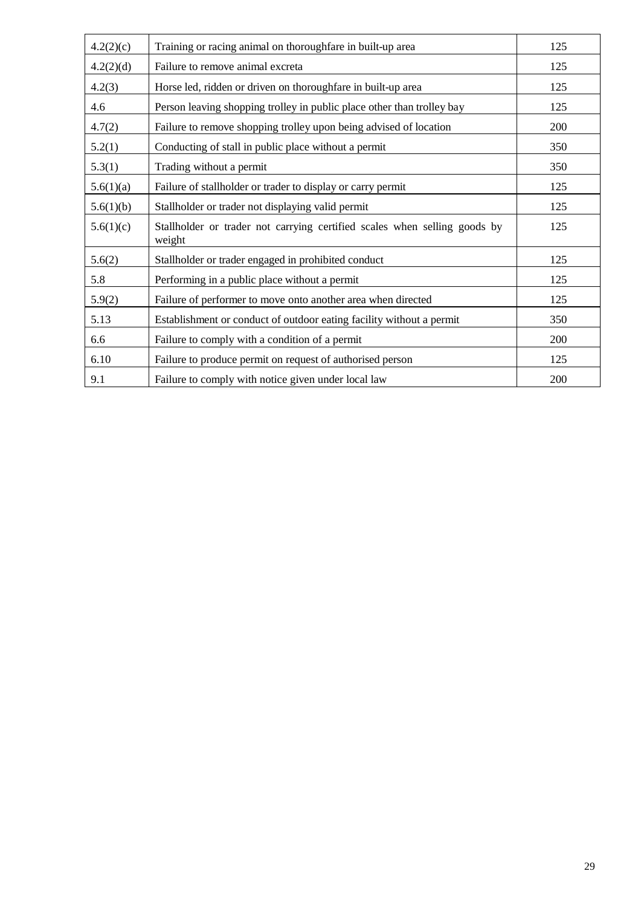| | | |
|---|---|---|
| 4.2(2)(c) | Training or racing animal on thoroughfare in built-up area | 125 |
| 4.2(2)(d) | Failure to remove animal excreta | 125 |
| 4.2(3) | Horse led, ridden or driven on thoroughfare in built-up area | 125 |
| 4.6 | Person leaving shopping trolley in public place other than trolley bay | 125 |
| 4.7(2) | Failure to remove shopping trolley upon being advised of location | 200 |
| 5.2(1) | Conducting of stall in public place without a permit | 350 |
| 5.3(1) | Trading without a permit | 350 |
| 5.6(1)(a) | Failure of stallholder or trader to display or carry permit | 125 |
| 5.6(1)(b) | Stallholder or trader not displaying valid permit | 125 |
| 5.6(1)(c) | Stallholder or trader not carrying certified scales when selling goods by weight | 125 |
| 5.6(2) | Stallholder or trader engaged in prohibited conduct | 125 |
| 5.8 | Performing in a public place without a permit | 125 |
| 5.9(2) | Failure of performer to move onto another area when directed | 125 |
| 5.13 | Establishment or conduct of outdoor eating facility without a permit | 350 |
| 6.6 | Failure to comply with a condition of a permit | 200 |
| 6.10 | Failure to produce permit on request of authorised person | 125 |
| 9.1 | Failure to comply with notice given under local law | 200 |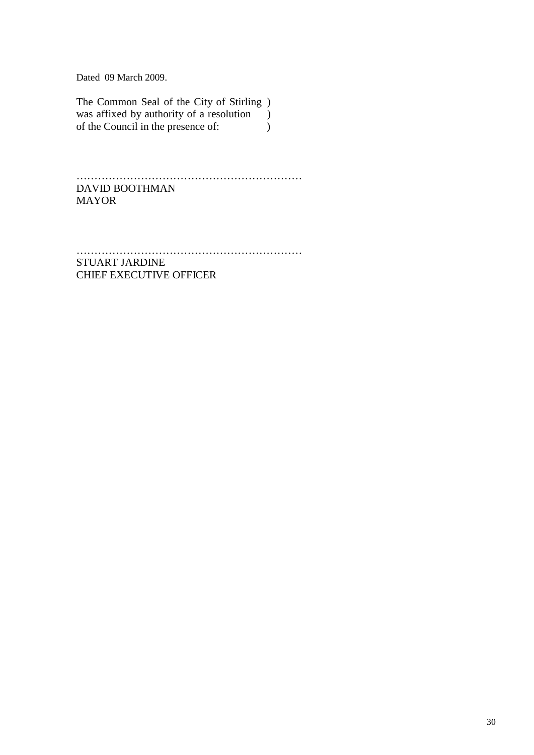Dated 09 March 2009.

The Common Seal of the City of Stirling )
was affixed by authority of a resolution )
of the Council in the presence of: )

………………………………………………………
DAVID BOOTHMAN
MAYOR

………………………………………………………
STUART JARDINE
CHIEF EXECUTIVE OFFICER